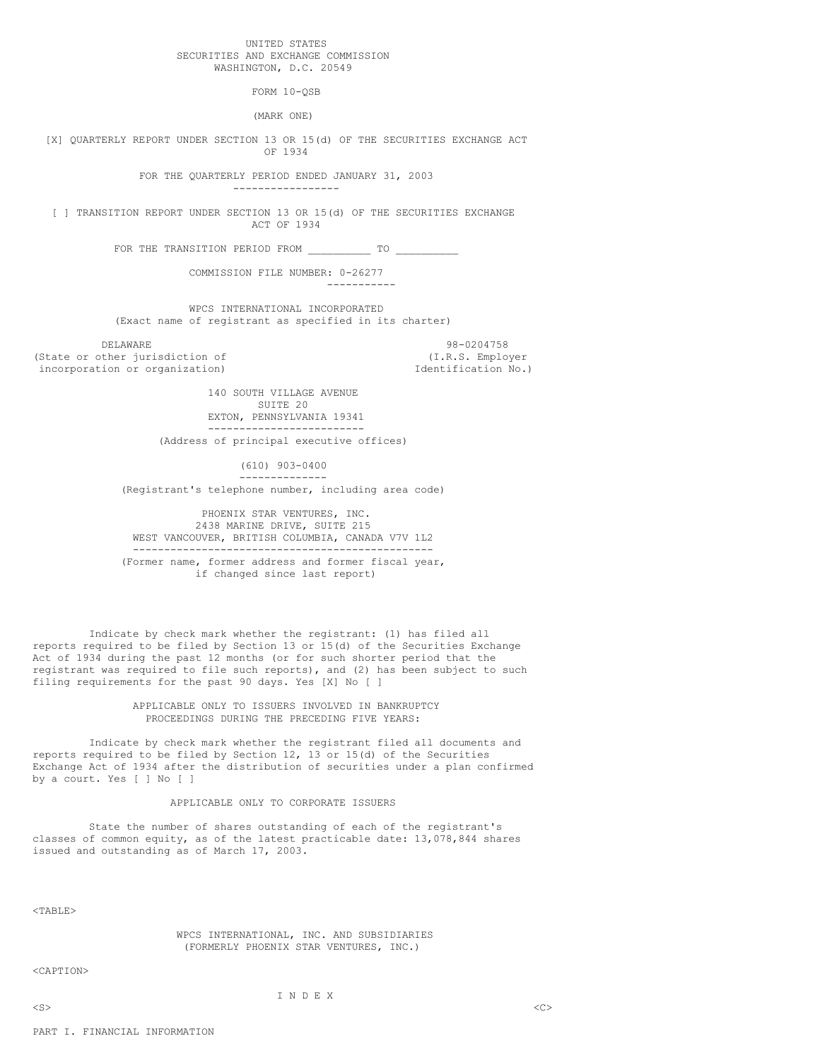UNITED STATES
SECURITIES AND EXCHANGE COMMISSION
WASHINGTON, D.C. 20549

FORM 10-QSB

(MARK ONE)

[X] QUARTERLY REPORT UNDER SECTION 13 OR 15(d) OF THE SECURITIES EXCHANGE ACT OF 1934

FOR THE QUARTERLY PERIOD ENDED JANUARY 31, 2003

[ ] TRANSITION REPORT UNDER SECTION 13 OR 15(d) OF THE SECURITIES EXCHANGE ACT OF 1934

FOR THE TRANSITION PERIOD FROM __________ TO __________

COMMISSION FILE NUMBER: 0-26277

WPCS INTERNATIONAL INCORPORATED
(Exact name of registrant as specified in its charter)

| DELAWARE | 98-0204758 |
|---|---|
| (State or other jurisdiction of incorporation or organization) | (I.R.S. Employer Identification No.) |

140 SOUTH VILLAGE AVENUE
SUITE 20
EXTON, PENNSYLVANIA 19341
(Address of principal executive offices)

(610) 903-0400
(Registrant's telephone number, including area code)

PHOENIX STAR VENTURES, INC.
2438 MARINE DRIVE, SUITE 215
WEST VANCOUVER, BRITISH COLUMBIA, CANADA V7V 1L2
(Former name, former address and former fiscal year, if changed since last report)

Indicate by check mark whether the registrant: (1) has filed all reports required to be filed by Section 13 or 15(d) of the Securities Exchange Act of 1934 during the past 12 months (or for such shorter period that the registrant was required to file such reports), and (2) has been subject to such filing requirements for the past 90 days. Yes [X] No [ ]

APPLICABLE ONLY TO ISSUERS INVOLVED IN BANKRUPTCY PROCEEDINGS DURING THE PRECEDING FIVE YEARS:

Indicate by check mark whether the registrant filed all documents and reports required to be filed by Section 12, 13 or 15(d) of the Securities Exchange Act of 1934 after the distribution of securities under a plan confirmed by a court. Yes [ ] No [ ]

APPLICABLE ONLY TO CORPORATE ISSUERS

State the number of shares outstanding of each of the registrant's classes of common equity, as of the latest practicable date: 13,078,844 shares issued and outstanding as of March 17, 2003.

WPCS INTERNATIONAL, INC. AND SUBSIDIARIES
(FORMERLY PHOENIX STAR VENTURES, INC.)

I N D E X

PART I. FINANCIAL INFORMATION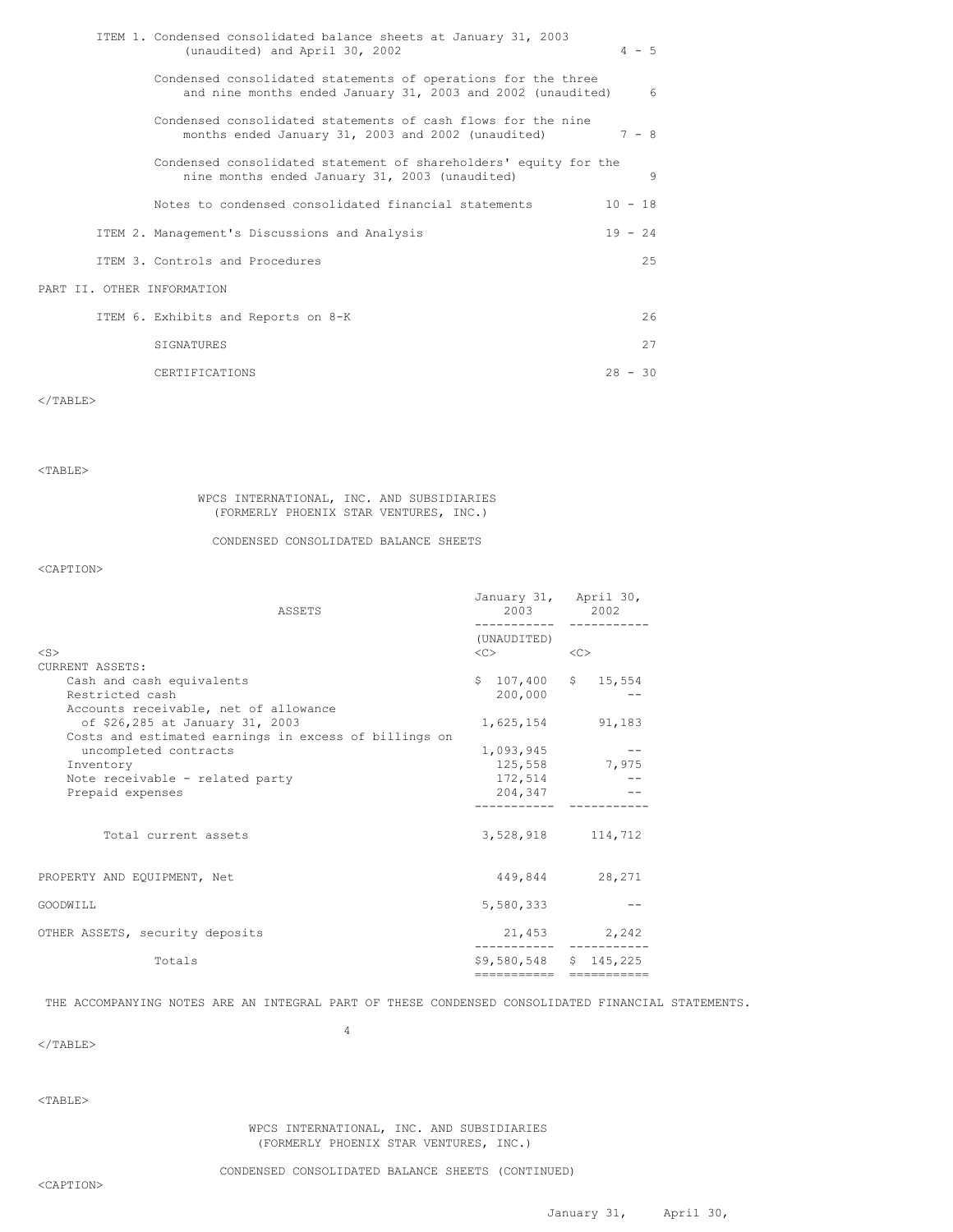| | | |
|---|---|---|
| ITEM 1. | Condensed consolidated balance sheets at January 31, 2003 (unaudited) and April 30, 2002 | 4 - 5 |
| | Condensed consolidated statements of operations for the three and nine months ended January 31, 2003 and 2002 (unaudited) | 6 |
| | Condensed consolidated statements of cash flows for the nine months ended January 31, 2003 and 2002 (unaudited) | 7 - 8 |
| | Condensed consolidated statement of shareholders' equity for the nine months ended January 31, 2003 (unaudited) | 9 |
| | Notes to condensed consolidated financial statements | 10 - 18 |
| ITEM 2. | Management's Discussions and Analysis | 19 - 24 |
| ITEM 3. | Controls and Procedures | 25 |

PART II. OTHER INFORMATION

| | | |
|---|---|---|
| ITEM 6. | Exhibits and Reports on 8-K | 26 |
| | SIGNATURES | 27 |
| | CERTIFICATIONS | 28 - 30 |

WPCS INTERNATIONAL, INC. AND SUBSIDIARIES
(FORMERLY PHOENIX STAR VENTURES, INC.)

CONDENSED CONSOLIDATED BALANCE SHEETS

| ASSETS | January 31, 2003 | April 30, 2002 |
|---|---|---|
| | (UNAUDITED) | |
| CURRENT ASSETS: | | |
| Cash and cash equivalents | $ 107,400 | $ 15,554 |
| Restricted cash | 200,000 | -- |
| Accounts receivable, net of allowance of $26,285 at January 31, 2003 | 1,625,154 | 91,183 |
| Costs and estimated earnings in excess of billings on uncompleted contracts | 1,093,945 | -- |
| Inventory | 125,558 | 7,975 |
| Note receivable - related party | 172,514 | -- |
| Prepaid expenses | 204,347 | -- |
| Total current assets | 3,528,918 | 114,712 |
| PROPERTY AND EQUIPMENT, Net | 449,844 | 28,271 |
| GOODWILL | 5,580,333 | -- |
| OTHER ASSETS, security deposits | 21,453 | 2,242 |
| Totals | $9,580,548 | $ 145,225 |

THE ACCOMPANYING NOTES ARE AN INTEGRAL PART OF THESE CONDENSED CONSOLIDATED FINANCIAL STATEMENTS.

WPCS INTERNATIONAL, INC. AND SUBSIDIARIES
(FORMERLY PHOENIX STAR VENTURES, INC.)

CONDENSED CONSOLIDATED BALANCE SHEETS (CONTINUED)

| | January 31, | April 30, |
|---|---|---|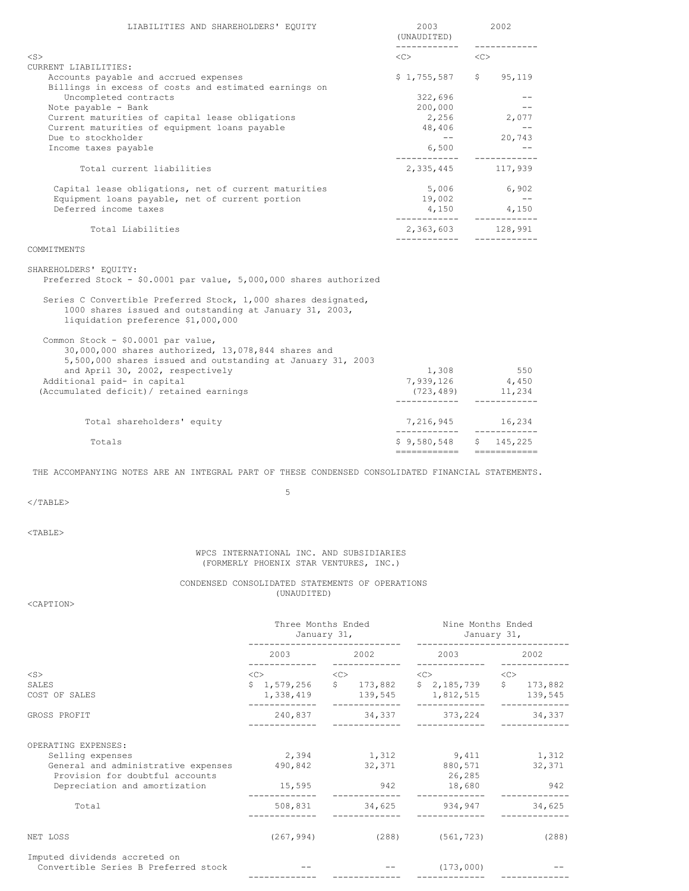| LIABILITIES AND SHAREHOLDERS' EQUITY | 2003 (UNAUDITED) | 2002 |
|---|---|---|
| CURRENT LIABILITIES: | | |
| Accounts payable and accrued expenses | $ 1,755,587 | $ 95,119 |
| Billings in excess of costs and estimated earnings on Uncompleted contracts | 322,696 | -- |
| Note payable - Bank | 200,000 | -- |
| Current maturities of capital lease obligations | 2,256 | 2,077 |
| Current maturities of equipment loans payable | 48,406 | -- |
| Due to stockholder | -- | 20,743 |
| Income taxes payable | 6,500 | -- |
| Total current liabilities | 2,335,445 | 117,939 |
| Capital lease obligations, net of current maturities | 5,006 | 6,902 |
| Equipment loans payable, net of current portion | 19,002 | -- |
| Deferred income taxes | 4,150 | 4,150 |
| Total Liabilities | 2,363,603 | 128,991 |
| COMMITMENTS | | |
| SHAREHOLDERS' EQUITY: | | |
| Preferred Stock - $0.0001 par value, 5,000,000 shares authorized | | |
| Series C Convertible Preferred Stock, 1,000 shares designated, 1000 shares issued and outstanding at January 31, 2003, liquidation preference $1,000,000 | | |
| Common Stock - $0.0001 par value, 30,000,000 shares authorized, 13,078,844 shares and 5,500,000 shares issued and outstanding at January 31, 2003 and April 30, 2002, respectively | 1,308 | 550 |
| Additional paid- in capital | 7,939,126 | 4,450 |
| (Accumulated deficit)/ retained earnings | (723,489) | 11,234 |
| Total shareholders' equity | 7,216,945 | 16,234 |
| Totals | $ 9,580,548 | $ 145,225 |

THE ACCOMPANYING NOTES ARE AN INTEGRAL PART OF THESE CONDENSED CONSOLIDATED FINANCIAL STATEMENTS.

WPCS INTERNATIONAL INC. AND SUBSIDIARIES
(FORMERLY PHOENIX STAR VENTURES, INC.)

CONDENSED CONSOLIDATED STATEMENTS OF OPERATIONS
(UNAUDITED)

| | Three Months Ended January 31, | | Nine Months Ended January 31, | |
|---|---|---|---|---|
| | 2003 | 2002 | 2003 | 2002 |
| SALES | $ 1,579,256 | $ 173,882 | $ 2,185,739 | $ 173,882 |
| COST OF SALES | 1,338,419 | 139,545 | 1,812,515 | 139,545 |
| GROSS PROFIT | 240,837 | 34,337 | 373,224 | 34,337 |
| OPERATING EXPENSES: | | | | |
| Selling expenses | 2,394 | 1,312 | 9,411 | 1,312 |
| General and administrative expenses | 490,842 | 32,371 | 880,571 | 32,371 |
| Provision for doubtful accounts | | | 26,285 | |
| Depreciation and amortization | 15,595 | 942 | 18,680 | 942 |
| Total | 508,831 | 34,625 | 934,947 | 34,625 |
| NET LOSS | (267,994) | (288) | (561,723) | (288) |
| Imputed dividends accreted on Convertible Series B Preferred stock | -- | -- | (173,000) | -- |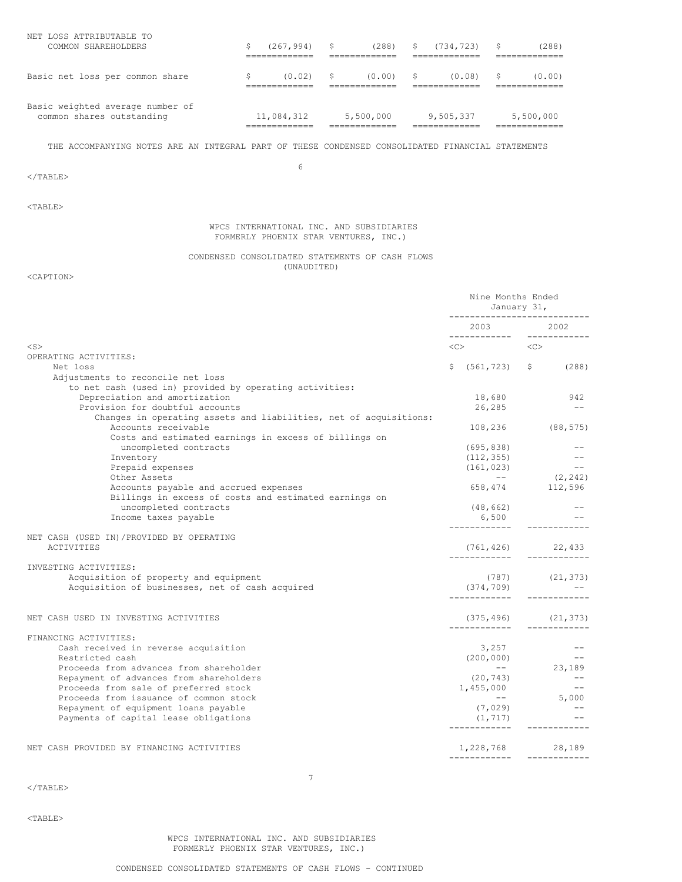| | | | | |
|---|---|---|---|---|
| NET LOSS ATTRIBUTABLE TO COMMON SHAREHOLDERS | $ (267,994) | $ (288) | $ (734,723) | $ (288) |
| Basic net loss per common share | $ (0.02) | $ (0.00) | $ (0.08) | $ (0.00) |
| Basic weighted average number of common shares outstanding | 11,084,312 | 5,500,000 | 9,505,337 | 5,500,000 |

THE ACCOMPANYING NOTES ARE AN INTEGRAL PART OF THESE CONDENSED CONSOLIDATED FINANCIAL STATEMENTS

WPCS INTERNATIONAL INC. AND SUBSIDIARIES
FORMERLY PHOENIX STAR VENTURES, INC.)

CONDENSED CONSOLIDATED STATEMENTS OF CASH FLOWS
(UNAUDITED)

| | Nine Months Ended January 31, | |
|---|---|---|
| | 2003 | 2002 |
| OPERATING ACTIVITIES: | | |
| Net loss | $ (561,723) | $ (288) |
| Adjustments to reconcile net loss to net cash (used in) provided by operating activities: | | |
| Depreciation and amortization | 18,680 | 942 |
| Provision for doubtful accounts | 26,285 | -- |
| Changes in operating assets and liabilities, net of acquisitions: | | |
| Accounts receivable | 108,236 | (88,575) |
| Costs and estimated earnings in excess of billings on uncompleted contracts | (695,838) | -- |
| Inventory | (112,355) | -- |
| Prepaid expenses | (161,023) | -- |
| Other Assets | -- | (2,242) |
| Accounts payable and accrued expenses | 658,474 | 112,596 |
| Billings in excess of costs and estimated earnings on uncompleted contracts | (48,662) | -- |
| Income taxes payable | 6,500 | -- |
| NET CASH (USED IN)/PROVIDED BY OPERATING ACTIVITIES | (761,426) | 22,433 |
| INVESTING ACTIVITIES: | | |
| Acquisition of property and equipment | (787) | (21,373) |
| Acquisition of businesses, net of cash acquired | (374,709) | -- |
| NET CASH USED IN INVESTING ACTIVITIES | (375,496) | (21,373) |
| FINANCING ACTIVITIES: | | |
| Cash received in reverse acquisition | 3,257 | -- |
| Restricted cash | (200,000) | -- |
| Proceeds from advances from shareholder | -- | 23,189 |
| Repayment of advances from shareholders | (20,743) | -- |
| Proceeds from sale of preferred stock | 1,455,000 | -- |
| Proceeds from issuance of common stock | -- | 5,000 |
| Repayment of equipment loans payable | (7,029) | -- |
| Payments of capital lease obligations | (1,717) | -- |
| NET CASH PROVIDED BY FINANCING ACTIVITIES | 1,228,768 | 28,189 |

WPCS INTERNATIONAL INC. AND SUBSIDIARIES
FORMERLY PHOENIX STAR VENTURES, INC.)

CONDENSED CONSOLIDATED STATEMENTS OF CASH FLOWS - CONTINUED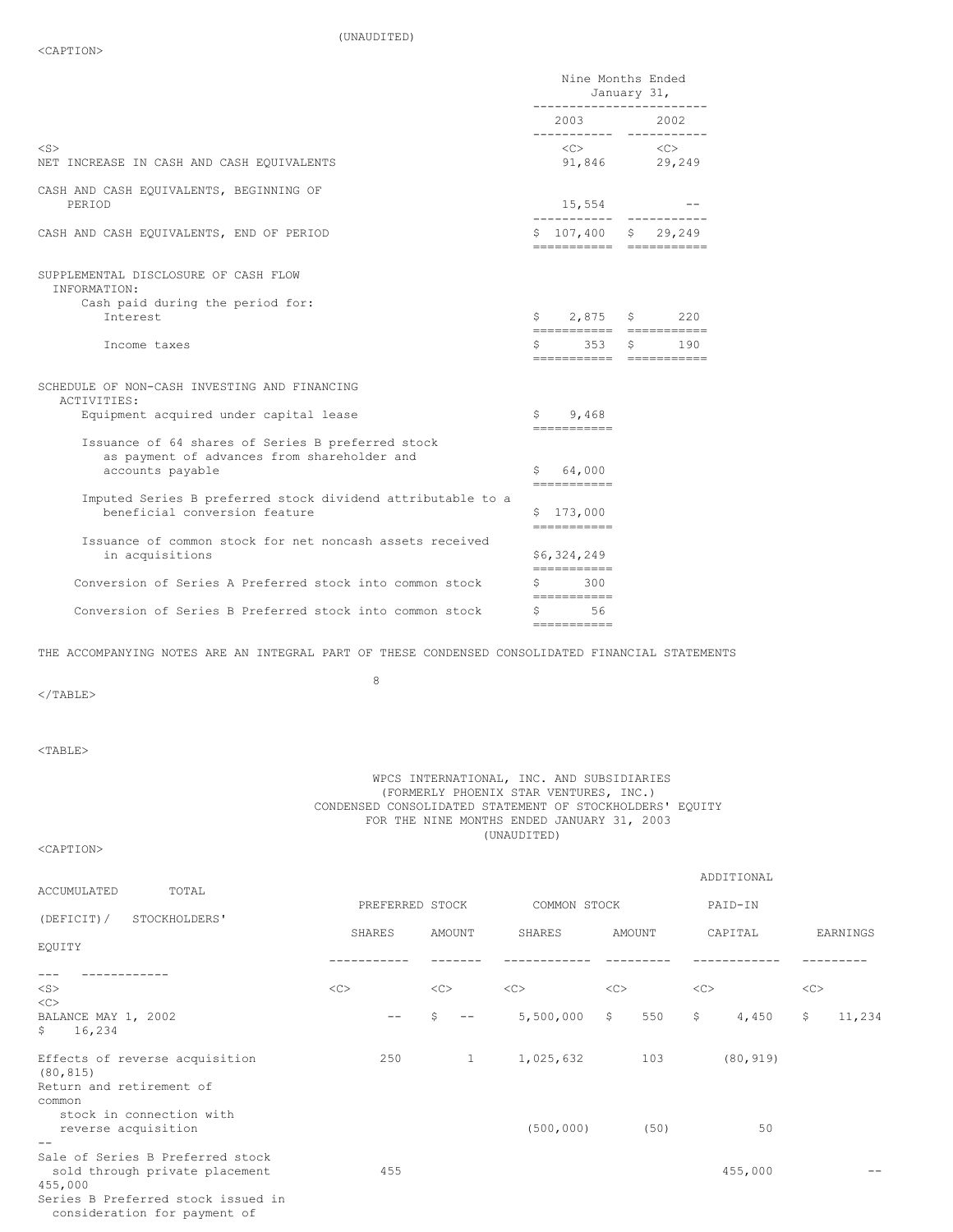(UNAUDITED)

| | Nine Months Ended January 31, | |
|---|---|---|
| | 2003 | 2002 |
| NET INCREASE IN CASH AND CASH EQUIVALENTS | 91,846 | 29,249 |
| CASH AND CASH EQUIVALENTS, BEGINNING OF PERIOD | 15,554 | -- |
| CASH AND CASH EQUIVALENTS, END OF PERIOD | $ 107,400 | $ 29,249 |
| SUPPLEMENTAL DISCLOSURE OF CASH FLOW INFORMATION: | | |
| Cash paid during the period for: | | |
| Interest | $ 2,875 | $ 220 |
| Income taxes | $ 353 | $ 190 |
| SCHEDULE OF NON-CASH INVESTING AND FINANCING ACTIVITIES: | | |
| Equipment acquired under capital lease | $ 9,468 | |
| Issuance of 64 shares of Series B preferred stock as payment of advances from shareholder and accounts payable | $ 64,000 | |
| Imputed Series B preferred stock dividend attributable to a beneficial conversion feature | $ 173,000 | |
| Issuance of common stock for net noncash assets received in acquisitions | $6,324,249 | |
| Conversion of Series A Preferred stock into common stock | $ 300 | |
| Conversion of Series B Preferred stock into common stock | $ 56 | |

THE ACCOMPANYING NOTES ARE AN INTEGRAL PART OF THESE CONDENSED CONSOLIDATED FINANCIAL STATEMENTS

WPCS INTERNATIONAL, INC. AND SUBSIDIARIES
(FORMERLY PHOENIX STAR VENTURES, INC.)
CONDENSED CONSOLIDATED STATEMENT OF STOCKHOLDERS' EQUITY
FOR THE NINE MONTHS ENDED JANUARY 31, 2003
(UNAUDITED)

| | PREFERRED STOCK | | COMMON STOCK | | ADDITIONAL PAID-IN | ACCUMULATED (DEFICIT)/ | TOTAL STOCKHOLDERS' |
|---|---|---|---|---|---|---|---|
| | SHARES | AMOUNT | SHARES | AMOUNT | CAPITAL | EARNINGS | EQUITY |
| BALANCE MAY 1, 2002 | -- | $ -- | 5,500,000 | $ 550 | $ 4,450 | $ 11,234 | $ 16,234 |
| Effects of reverse acquisition | 250 | 1 | 1,025,632 | 103 | (80,919) | | (80,815) |
| Return and retirement of common stock in connection with reverse acquisition | | | (500,000) | (50) | 50 | | -- |
| Sale of Series B Preferred stock sold through private placement | 455 | | | | 455,000 | -- | 455,000 |
| Series B Preferred stock issued in consideration for payment of | | | | | | | |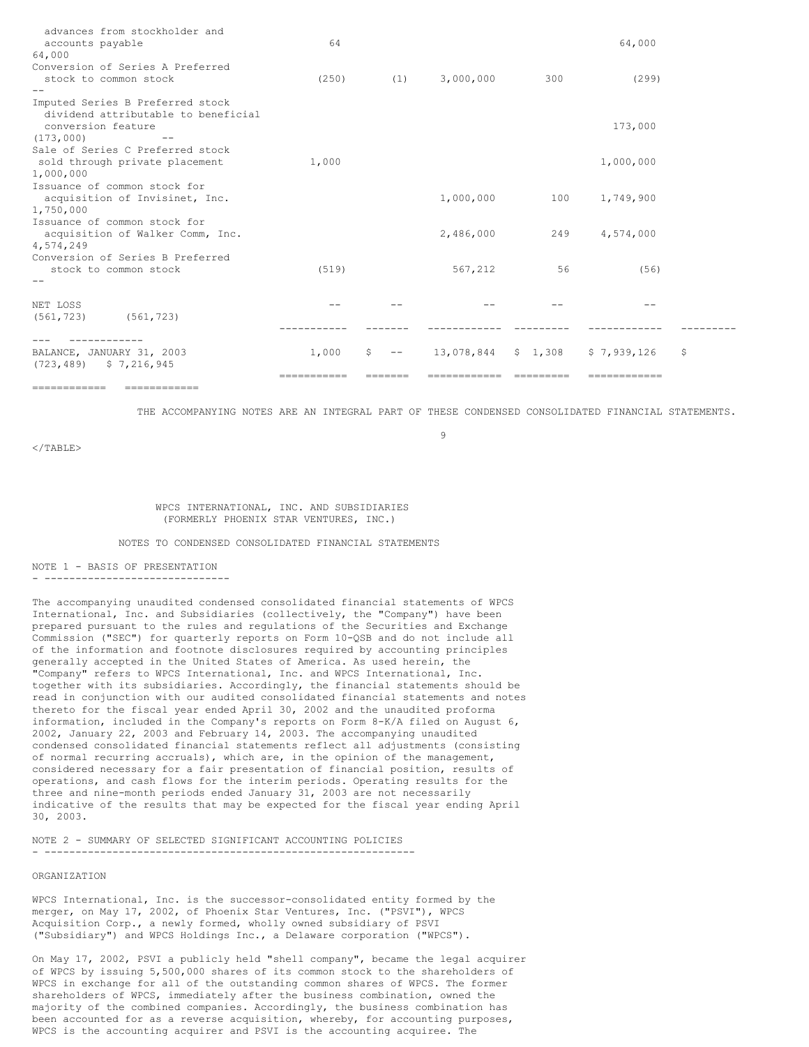| | | | | | | | |
|---|---|---|---|---|---|---|---|
| advances from stockholder and accounts payable | 64 | | | | 64,000 | | 64,000 |
| Conversion of Series A Preferred stock to common stock | (250) | (1) | 3,000,000 | 300 | (299) | | -- |
| Imputed Series B Preferred stock dividend attributable to beneficial conversion feature | | | | | 173,000 | (173,000) | -- |
| Sale of Series C Preferred stock sold through private placement | 1,000 | | | | 1,000,000 | | 1,000,000 |
| Issuance of common stock for acquisition of Invisinet, Inc. | | | 1,000,000 | 100 | 1,749,900 | | 1,750,000 |
| Issuance of common stock for acquisition of Walker Comm, Inc. | | | 2,486,000 | 249 | 4,574,000 | | 4,574,249 |
| Conversion of Series B Preferred stock to common stock | (519) | | 567,212 | 56 | (56) | | -- |
| NET LOSS | -- | -- | -- | -- | -- | (561,723) | (561,723) |
| BALANCE, JANUARY 31, 2003 | 1,000 | $ -- | 13,078,844 | $ 1,308 | $ 7,939,126 | $ (723,489) | $ 7,216,945 |

THE ACCOMPANYING NOTES ARE AN INTEGRAL PART OF THESE CONDENSED CONSOLIDATED FINANCIAL STATEMENTS.

WPCS INTERNATIONAL, INC. AND SUBSIDIARIES
(FORMERLY PHOENIX STAR VENTURES, INC.)

NOTES TO CONDENSED CONSOLIDATED FINANCIAL STATEMENTS

## NOTE 1 - BASIS OF PRESENTATION

The accompanying unaudited condensed consolidated financial statements of WPCS International, Inc. and Subsidiaries (collectively, the "Company") have been prepared pursuant to the rules and regulations of the Securities and Exchange Commission ("SEC") for quarterly reports on Form 10-QSB and do not include all of the information and footnote disclosures required by accounting principles generally accepted in the United States of America. As used herein, the "Company" refers to WPCS International, Inc. and WPCS International, Inc. together with its subsidiaries. Accordingly, the financial statements should be read in conjunction with our audited consolidated financial statements and notes thereto for the fiscal year ended April 30, 2002 and the unaudited proforma information, included in the Company's reports on Form 8-K/A filed on August 6, 2002, January 22, 2003 and February 14, 2003. The accompanying unaudited condensed consolidated financial statements reflect all adjustments (consisting of normal recurring accruals), which are, in the opinion of the management, considered necessary for a fair presentation of financial position, results of operations, and cash flows for the interim periods. Operating results for the three and nine-month periods ended January 31, 2003 are not necessarily indicative of the results that may be expected for the fiscal year ending April 30, 2003.

## NOTE 2 - SUMMARY OF SELECTED SIGNIFICANT ACCOUNTING POLICIES

ORGANIZATION

WPCS International, Inc. is the successor-consolidated entity formed by the merger, on May 17, 2002, of Phoenix Star Ventures, Inc. ("PSVI"), WPCS Acquisition Corp., a newly formed, wholly owned subsidiary of PSVI ("Subsidiary") and WPCS Holdings Inc., a Delaware corporation ("WPCS").

On May 17, 2002, PSVI a publicly held "shell company", became the legal acquirer of WPCS by issuing 5,500,000 shares of its common stock to the shareholders of WPCS in exchange for all of the outstanding common shares of WPCS. The former shareholders of WPCS, immediately after the business combination, owned the majority of the combined companies. Accordingly, the business combination has been accounted for as a reverse acquisition, whereby, for accounting purposes, WPCS is the accounting acquirer and PSVI is the accounting acquiree. The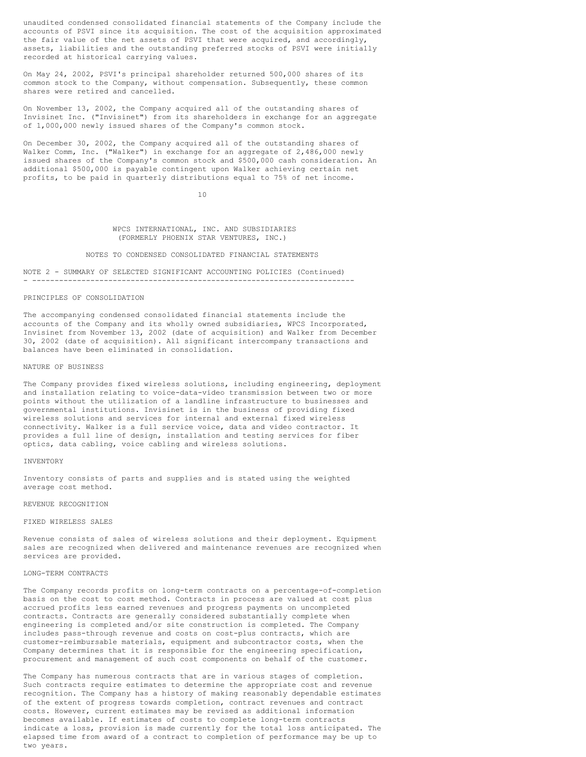unaudited condensed consolidated financial statements of the Company include the accounts of PSVI since its acquisition. The cost of the acquisition approximated the fair value of the net assets of PSVI that were acquired, and accordingly, assets, liabilities and the outstanding preferred stocks of PSVI were initially recorded at historical carrying values.

On May 24, 2002, PSVI's principal shareholder returned 500,000 shares of its common stock to the Company, without compensation. Subsequently, these common shares were retired and cancelled.

On November 13, 2002, the Company acquired all of the outstanding shares of Invisinet Inc. ("Invisinet") from its shareholders in exchange for an aggregate of 1,000,000 newly issued shares of the Company's common stock.

On December 30, 2002, the Company acquired all of the outstanding shares of Walker Comm, Inc. ("Walker") in exchange for an aggregate of 2,486,000 newly issued shares of the Company's common stock and $500,000 cash consideration. An additional $500,000 is payable contingent upon Walker achieving certain net profits, to be paid in quarterly distributions equal to 75% of net income.

WPCS INTERNATIONAL, INC. AND SUBSIDIARIES
(FORMERLY PHOENIX STAR VENTURES, INC.)

NOTES TO CONDENSED CONSOLIDATED FINANCIAL STATEMENTS

## NOTE 2 - SUMMARY OF SELECTED SIGNIFICANT ACCOUNTING POLICIES (Continued)

### PRINCIPLES OF CONSOLIDATION

The accompanying condensed consolidated financial statements include the accounts of the Company and its wholly owned subsidiaries, WPCS Incorporated, Invisinet from November 13, 2002 (date of acquisition) and Walker from December 30, 2002 (date of acquisition). All significant intercompany transactions and balances have been eliminated in consolidation.

### NATURE OF BUSINESS

The Company provides fixed wireless solutions, including engineering, deployment and installation relating to voice-data-video transmission between two or more points without the utilization of a landline infrastructure to businesses and governmental institutions. Invisinet is in the business of providing fixed wireless solutions and services for internal and external fixed wireless connectivity. Walker is a full service voice, data and video contractor. It provides a full line of design, installation and testing services for fiber optics, data cabling, voice cabling and wireless solutions.

### INVENTORY

Inventory consists of parts and supplies and is stated using the weighted average cost method.

### REVENUE RECOGNITION

#### FIXED WIRELESS SALES

Revenue consists of sales of wireless solutions and their deployment. Equipment sales are recognized when delivered and maintenance revenues are recognized when services are provided.

#### LONG-TERM CONTRACTS

The Company records profits on long-term contracts on a percentage-of-completion basis on the cost to cost method. Contracts in process are valued at cost plus accrued profits less earned revenues and progress payments on uncompleted contracts. Contracts are generally considered substantially complete when engineering is completed and/or site construction is completed. The Company includes pass-through revenue and costs on cost-plus contracts, which are customer-reimbursable materials, equipment and subcontractor costs, when the Company determines that it is responsible for the engineering specification, procurement and management of such cost components on behalf of the customer.

The Company has numerous contracts that are in various stages of completion. Such contracts require estimates to determine the appropriate cost and revenue recognition. The Company has a history of making reasonably dependable estimates of the extent of progress towards completion, contract revenues and contract costs. However, current estimates may be revised as additional information becomes available. If estimates of costs to complete long-term contracts indicate a loss, provision is made currently for the total loss anticipated. The elapsed time from award of a contract to completion of performance may be up to two years.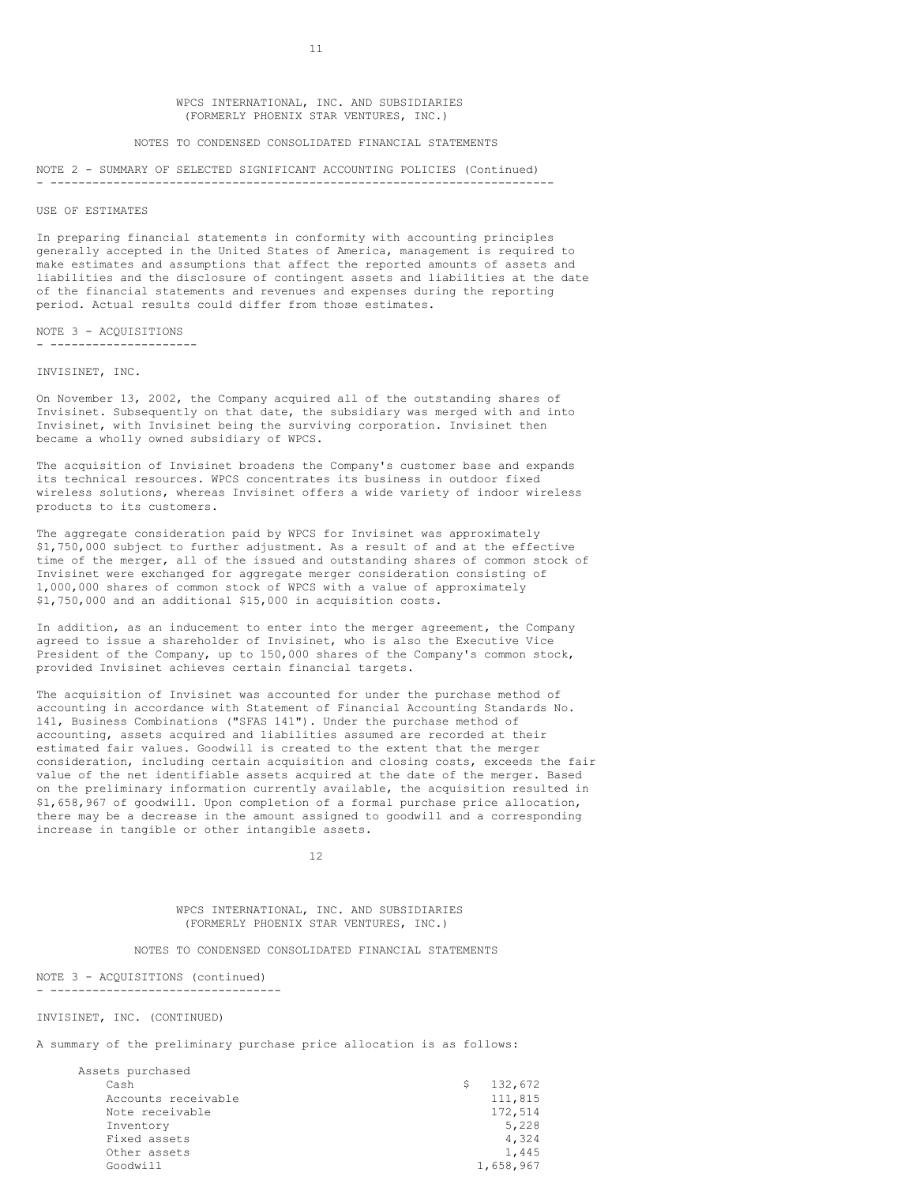WPCS INTERNATIONAL, INC. AND SUBSIDIARIES
(FORMERLY PHOENIX STAR VENTURES, INC.)

NOTES TO CONDENSED CONSOLIDATED FINANCIAL STATEMENTS

## NOTE 2 - SUMMARY OF SELECTED SIGNIFICANT ACCOUNTING POLICIES (Continued)

### USE OF ESTIMATES

In preparing financial statements in conformity with accounting principles generally accepted in the United States of America, management is required to make estimates and assumptions that affect the reported amounts of assets and liabilities and the disclosure of contingent assets and liabilities at the date of the financial statements and revenues and expenses during the reporting period. Actual results could differ from those estimates.

## NOTE 3 - ACQUISITIONS

### INVISINET, INC.

On November 13, 2002, the Company acquired all of the outstanding shares of Invisinet. Subsequently on that date, the subsidiary was merged with and into Invisinet, with Invisinet being the surviving corporation. Invisinet then became a wholly owned subsidiary of WPCS.

The acquisition of Invisinet broadens the Company's customer base and expands its technical resources. WPCS concentrates its business in outdoor fixed wireless solutions, whereas Invisinet offers a wide variety of indoor wireless products to its customers.

The aggregate consideration paid by WPCS for Invisinet was approximately $1,750,000 subject to further adjustment. As a result of and at the effective time of the merger, all of the issued and outstanding shares of common stock of Invisinet were exchanged for aggregate merger consideration consisting of 1,000,000 shares of common stock of WPCS with a value of approximately $1,750,000 and an additional $15,000 in acquisition costs.

In addition, as an inducement to enter into the merger agreement, the Company agreed to issue a shareholder of Invisinet, who is also the Executive Vice President of the Company, up to 150,000 shares of the Company's common stock, provided Invisinet achieves certain financial targets.

The acquisition of Invisinet was accounted for under the purchase method of accounting in accordance with Statement of Financial Accounting Standards No. 141, Business Combinations ("SFAS 141"). Under the purchase method of accounting, assets acquired and liabilities assumed are recorded at their estimated fair values. Goodwill is created to the extent that the merger consideration, including certain acquisition and closing costs, exceeds the fair value of the net identifiable assets acquired at the date of the merger. Based on the preliminary information currently available, the acquisition resulted in $1,658,967 of goodwill. Upon completion of a formal purchase price allocation, there may be a decrease in the amount assigned to goodwill and a corresponding increase in tangible or other intangible assets.

WPCS INTERNATIONAL, INC. AND SUBSIDIARIES
(FORMERLY PHOENIX STAR VENTURES, INC.)

NOTES TO CONDENSED CONSOLIDATED FINANCIAL STATEMENTS

## NOTE 3 - ACQUISITIONS (continued)

### INVISINET, INC. (CONTINUED)

A summary of the preliminary purchase price allocation is as follows:

| | |
|---|---|
| Assets purchased | |
| Cash | $ 132,672 |
| Accounts receivable | 111,815 |
| Note receivable | 172,514 |
| Inventory | 5,228 |
| Fixed assets | 4,324 |
| Other assets | 1,445 |
| Goodwill | 1,658,967 |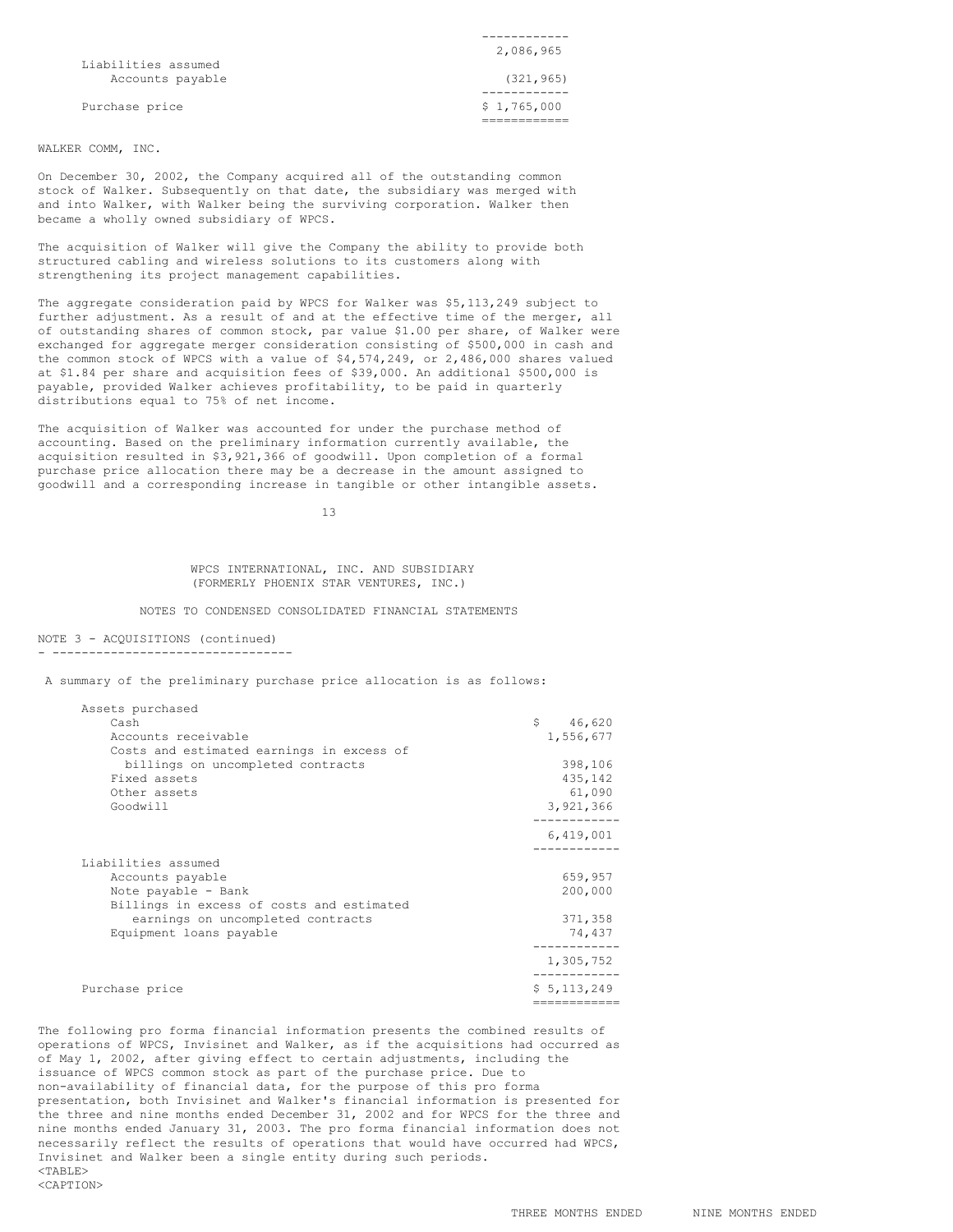| | |
|---|---|
| | 2,086,965 |
| Liabilities assumed | |
| Accounts payable | (321,965) |
| Purchase price | $ 1,765,000 |

WALKER COMM, INC.

On December 30, 2002, the Company acquired all of the outstanding common stock of Walker. Subsequently on that date, the subsidiary was merged with and into Walker, with Walker being the surviving corporation. Walker then became a wholly owned subsidiary of WPCS.

The acquisition of Walker will give the Company the ability to provide both structured cabling and wireless solutions to its customers along with strengthening its project management capabilities.

The aggregate consideration paid by WPCS for Walker was $5,113,249 subject to further adjustment. As a result of and at the effective time of the merger, all of outstanding shares of common stock, par value $1.00 per share, of Walker were exchanged for aggregate merger consideration consisting of $500,000 in cash and the common stock of WPCS with a value of $4,574,249, or 2,486,000 shares valued at $1.84 per share and acquisition fees of $39,000. An additional $500,000 is payable, provided Walker achieves profitability, to be paid in quarterly distributions equal to 75% of net income.

The acquisition of Walker was accounted for under the purchase method of accounting. Based on the preliminary information currently available, the acquisition resulted in $3,921,366 of goodwill. Upon completion of a formal purchase price allocation there may be a decrease in the amount assigned to goodwill and a corresponding increase in tangible or other intangible assets.

WPCS INTERNATIONAL, INC. AND SUBSIDIARY
(FORMERLY PHOENIX STAR VENTURES, INC.)

NOTES TO CONDENSED CONSOLIDATED FINANCIAL STATEMENTS

NOTE 3 - ACQUISITIONS (continued)

A summary of the preliminary purchase price allocation is as follows:

| | |
|---|---|
| Assets purchased | |
| Cash | $ 46,620 |
| Accounts receivable | 1,556,677 |
| Costs and estimated earnings in excess of billings on uncompleted contracts | 398,106 |
| Fixed assets | 435,142 |
| Other assets | 61,090 |
| Goodwill | 3,921,366 |
| | 6,419,001 |
| Liabilities assumed | |
| Accounts payable | 659,957 |
| Note payable - Bank | 200,000 |
| Billings in excess of costs and estimated earnings on uncompleted contracts | 371,358 |
| Equipment loans payable | 74,437 |
| | 1,305,752 |
| Purchase price | $ 5,113,249 |

The following pro forma financial information presents the combined results of operations of WPCS, Invisinet and Walker, as if the acquisitions had occurred as of May 1, 2002, after giving effect to certain adjustments, including the issuance of WPCS common stock as part of the purchase price. Due to non-availability of financial data, for the purpose of this pro forma presentation, both Invisinet and Walker's financial information is presented for the three and nine months ended December 31, 2002 and for WPCS for the three and nine months ended January 31, 2003. The pro forma financial information does not necessarily reflect the results of operations that would have occurred had WPCS, Invisinet and Walker been a single entity during such periods.

| THREE MONTHS ENDED | NINE MONTHS ENDED |
|---|---|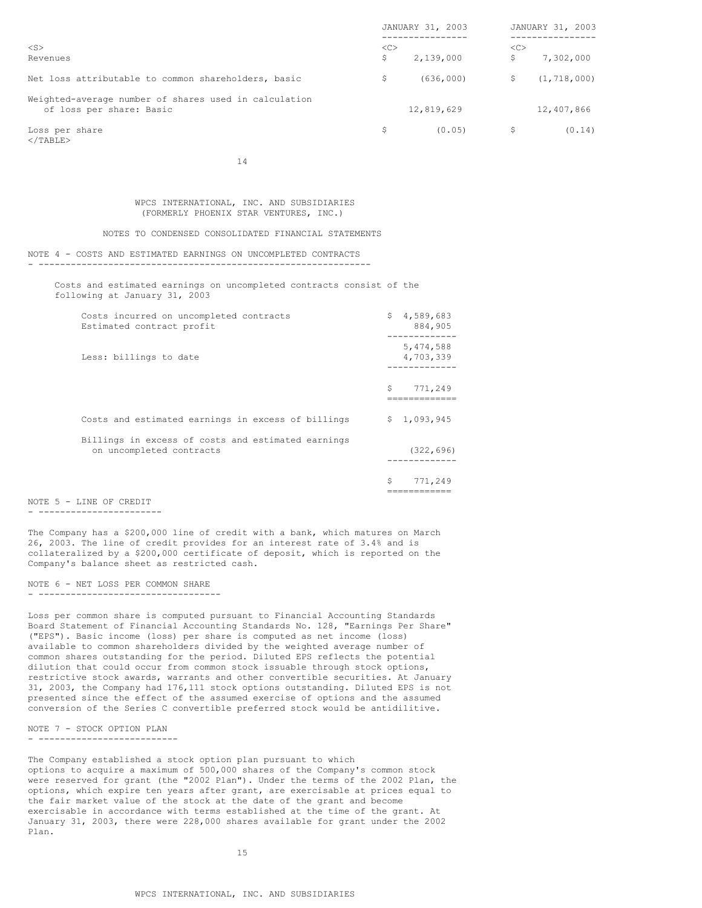| | JANUARY 31, 2003 | JANUARY 31, 2003 |
|---|---|---|
| Revenues | $ 2,139,000 | $ 7,302,000 |
| Net loss attributable to common shareholders, basic | $ (636,000) | $ (1,718,000) |
| Weighted-average number of shares used in calculation of loss per share: Basic | 12,819,629 | 12,407,866 |
| Loss per share | $ (0.05) | $ (0.14) |

WPCS INTERNATIONAL, INC. AND SUBSIDIARIES
(FORMERLY PHOENIX STAR VENTURES, INC.)

NOTES TO CONDENSED CONSOLIDATED FINANCIAL STATEMENTS

## NOTE 4 - COSTS AND ESTIMATED EARNINGS ON UNCOMPLETED CONTRACTS

Costs and estimated earnings on uncompleted contracts consist of the following at January 31, 2003

| | |
|---|---|
| Costs incurred on uncompleted contracts | $ 4,589,683 |
| Estimated contract profit | 884,905 |
| | 5,474,588 |
| Less: billings to date | 4,703,339 |
| | $ 771,249 |
| Costs and estimated earnings in excess of billings | $ 1,093,945 |
| Billings in excess of costs and estimated earnings on uncompleted contracts | (322,696) |
| | $ 771,249 |

## NOTE 5 - LINE OF CREDIT

The Company has a $200,000 line of credit with a bank, which matures on March 26, 2003. The line of credit provides for an interest rate of 3.4% and is collateralized by a $200,000 certificate of deposit, which is reported on the Company's balance sheet as restricted cash.

## NOTE 6 - NET LOSS PER COMMON SHARE

Loss per common share is computed pursuant to Financial Accounting Standards Board Statement of Financial Accounting Standards No. 128, "Earnings Per Share" ("EPS"). Basic income (loss) per share is computed as net income (loss) available to common shareholders divided by the weighted average number of common shares outstanding for the period. Diluted EPS reflects the potential dilution that could occur from common stock issuable through stock options, restrictive stock awards, warrants and other convertible securities. At January 31, 2003, the Company had 176,111 stock options outstanding. Diluted EPS is not presented since the effect of the assumed exercise of options and the assumed conversion of the Series C convertible preferred stock would be antidilitive.

## NOTE 7 - STOCK OPTION PLAN

The Company established a stock option plan pursuant to which options to acquire a maximum of 500,000 shares of the Company's common stock were reserved for grant (the "2002 Plan"). Under the terms of the 2002 Plan, the options, which expire ten years after grant, are exercisable at prices equal to the fair market value of the stock at the date of the grant and become exercisable in accordance with terms established at the time of the grant. At January 31, 2003, there were 228,000 shares available for grant under the 2002 Plan.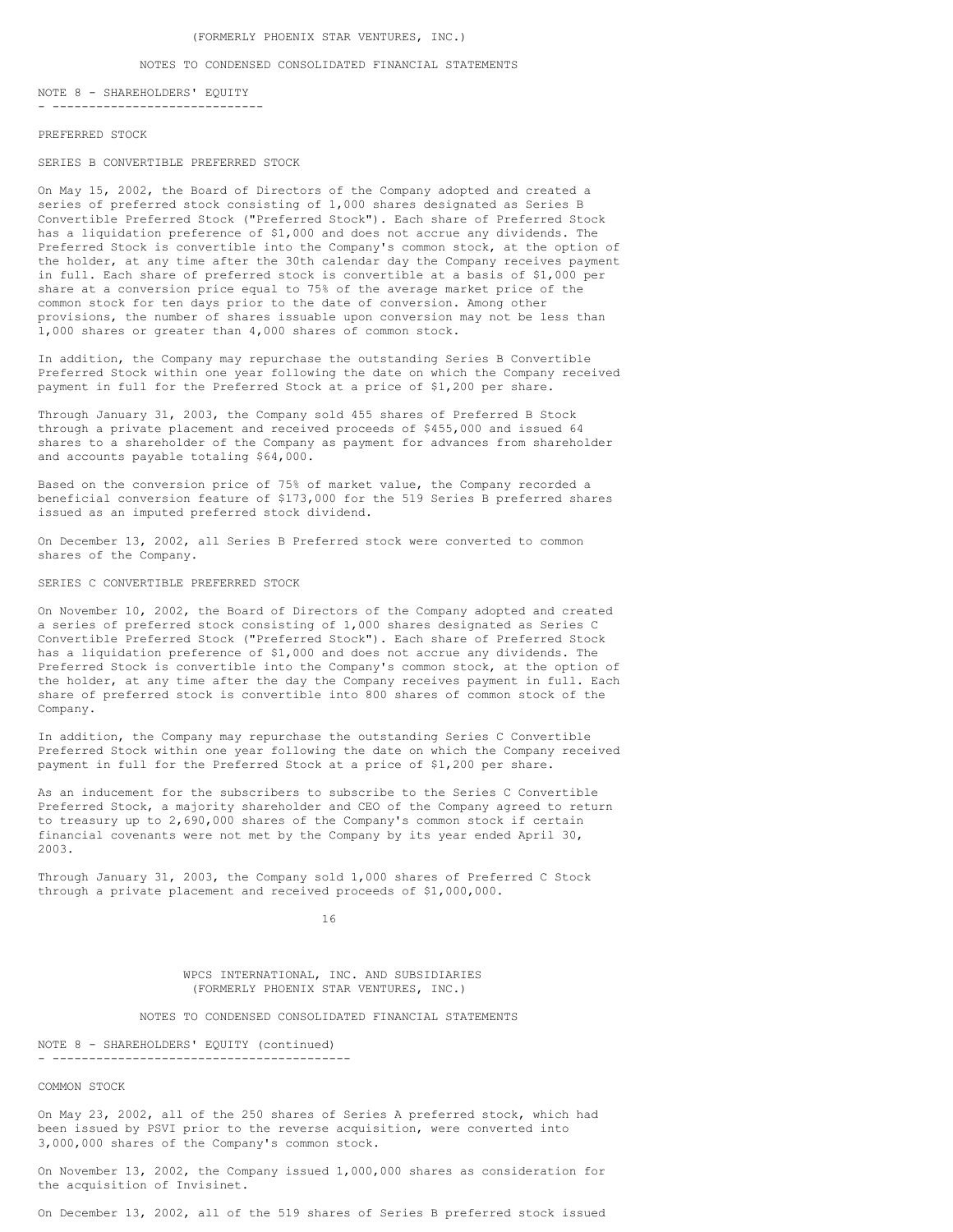NOTES TO CONDENSED CONSOLIDATED FINANCIAL STATEMENTS

## NOTE 8 - SHAREHOLDERS' EQUITY

### PREFERRED STOCK

#### SERIES B CONVERTIBLE PREFERRED STOCK

On May 15, 2002, the Board of Directors of the Company adopted and created a series of preferred stock consisting of 1,000 shares designated as Series B Convertible Preferred Stock ("Preferred Stock"). Each share of Preferred Stock has a liquidation preference of $1,000 and does not accrue any dividends. The Preferred Stock is convertible into the Company's common stock, at the option of the holder, at any time after the 30th calendar day the Company receives payment in full. Each share of preferred stock is convertible at a basis of $1,000 per share at a conversion price equal to 75% of the average market price of the common stock for ten days prior to the date of conversion. Among other provisions, the number of shares issuable upon conversion may not be less than 1,000 shares or greater than 4,000 shares of common stock.

In addition, the Company may repurchase the outstanding Series B Convertible Preferred Stock within one year following the date on which the Company received payment in full for the Preferred Stock at a price of $1,200 per share.

Through January 31, 2003, the Company sold 455 shares of Preferred B Stock through a private placement and received proceeds of $455,000 and issued 64 shares to a shareholder of the Company as payment for advances from shareholder and accounts payable totaling $64,000.

Based on the conversion price of 75% of market value, the Company recorded a beneficial conversion feature of $173,000 for the 519 Series B preferred shares issued as an imputed preferred stock dividend.

On December 13, 2002, all Series B Preferred stock were converted to common shares of the Company.

#### SERIES C CONVERTIBLE PREFERRED STOCK

On November 10, 2002, the Board of Directors of the Company adopted and created a series of preferred stock consisting of 1,000 shares designated as Series C Convertible Preferred Stock ("Preferred Stock"). Each share of Preferred Stock has a liquidation preference of $1,000 and does not accrue any dividends. The Preferred Stock is convertible into the Company's common stock, at the option of the holder, at any time after the day the Company receives payment in full. Each share of preferred stock is convertible into 800 shares of common stock of the Company.

In addition, the Company may repurchase the outstanding Series C Convertible Preferred Stock within one year following the date on which the Company received payment in full for the Preferred Stock at a price of $1,200 per share.

As an inducement for the subscribers to subscribe to the Series C Convertible Preferred Stock, a majority shareholder and CEO of the Company agreed to return to treasury up to 2,690,000 shares of the Company's common stock if certain financial covenants were not met by the Company by its year ended April 30, 2003.

Through January 31, 2003, the Company sold 1,000 shares of Preferred C Stock through a private placement and received proceeds of $1,000,000.

WPCS INTERNATIONAL, INC. AND SUBSIDIARIES
(FORMERLY PHOENIX STAR VENTURES, INC.)

NOTES TO CONDENSED CONSOLIDATED FINANCIAL STATEMENTS

## NOTE 8 - SHAREHOLDERS' EQUITY (continued)

### COMMON STOCK

On May 23, 2002, all of the 250 shares of Series A preferred stock, which had been issued by PSVI prior to the reverse acquisition, were converted into 3,000,000 shares of the Company's common stock.

On November 13, 2002, the Company issued 1,000,000 shares as consideration for the acquisition of Invisinet.

On December 13, 2002, all of the 519 shares of Series B preferred stock issued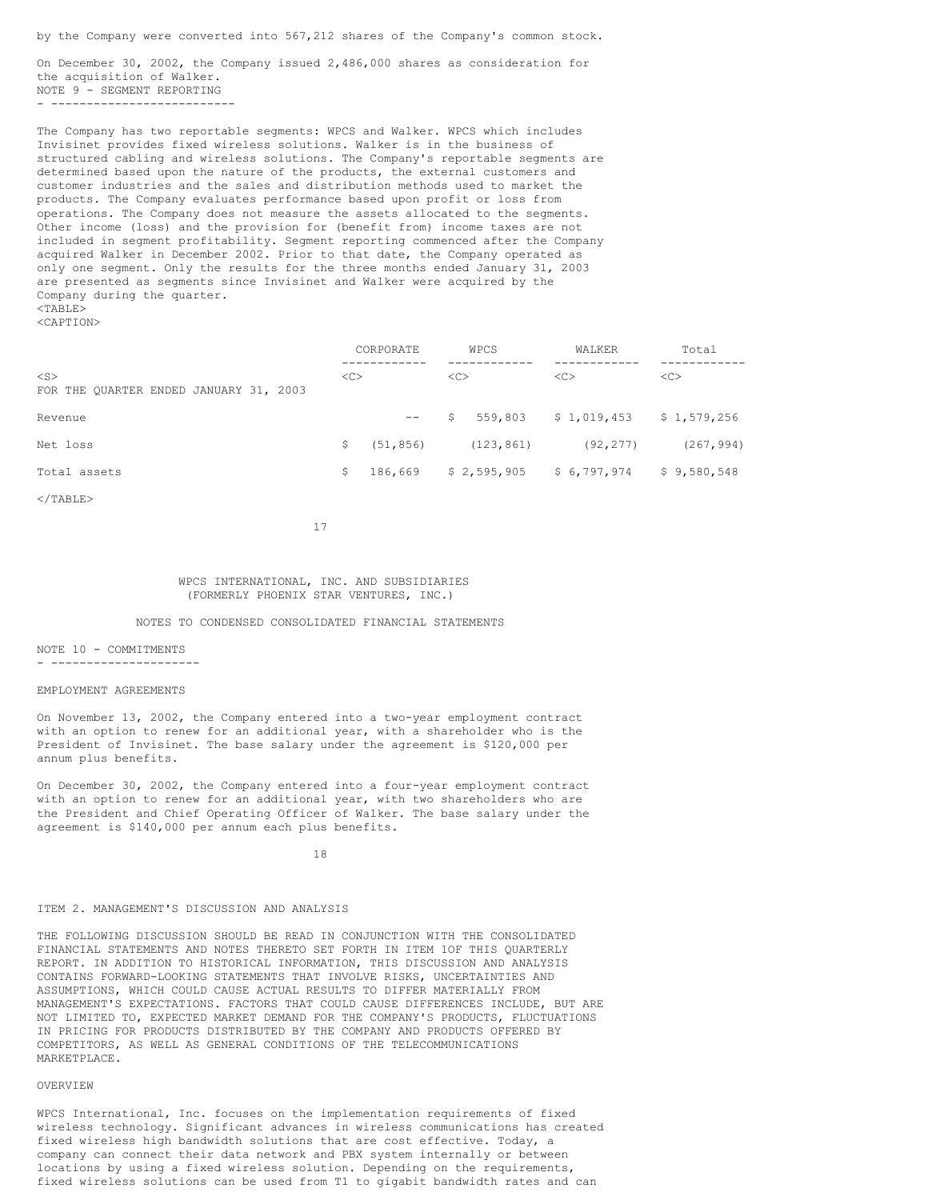by the Company were converted into 567,212 shares of the Company's common stock.

On December 30, 2002, the Company issued 2,486,000 shares as consideration for the acquisition of Walker.

NOTE 9 - SEGMENT REPORTING

The Company has two reportable segments: WPCS and Walker. WPCS which includes Invisinet provides fixed wireless solutions. Walker is in the business of structured cabling and wireless solutions. The Company's reportable segments are determined based upon the nature of the products, the external customers and customer industries and the sales and distribution methods used to market the products. The Company evaluates performance based upon profit or loss from operations. The Company does not measure the assets allocated to the segments. Other income (loss) and the provision for (benefit from) income taxes are not included in segment profitability. Segment reporting commenced after the Company acquired Walker in December 2002. Prior to that date, the Company operated as only one segment. Only the results for the three months ended January 31, 2003 are presented as segments since Invisinet and Walker were acquired by the Company during the quarter.

| | CORPORATE | WPCS | WALKER | Total |
|---|---|---|---|---|
| FOR THE QUARTER ENDED JANUARY 31, 2003 | | | | |
| Revenue | -- | $ 559,803 | $ 1,019,453 | $ 1,579,256 |
| Net loss | $ (51,856) | (123,861) | (92,277) | (267,994) |
| Total assets | $ 186,669 | $ 2,595,905 | $ 6,797,974 | $ 9,580,548 |

WPCS INTERNATIONAL, INC. AND SUBSIDIARIES
(FORMERLY PHOENIX STAR VENTURES, INC.)

NOTES TO CONDENSED CONSOLIDATED FINANCIAL STATEMENTS

NOTE 10 - COMMITMENTS

EMPLOYMENT AGREEMENTS

On November 13, 2002, the Company entered into a two-year employment contract with an option to renew for an additional year, with a shareholder who is the President of Invisinet. The base salary under the agreement is $120,000 per annum plus benefits.

On December 30, 2002, the Company entered into a four-year employment contract with an option to renew for an additional year, with two shareholders who are the President and Chief Operating Officer of Walker. The base salary under the agreement is $140,000 per annum each plus benefits.

## ITEM 2. MANAGEMENT'S DISCUSSION AND ANALYSIS

THE FOLLOWING DISCUSSION SHOULD BE READ IN CONJUNCTION WITH THE CONSOLIDATED FINANCIAL STATEMENTS AND NOTES THERETO SET FORTH IN ITEM 1OF THIS QUARTERLY REPORT. IN ADDITION TO HISTORICAL INFORMATION, THIS DISCUSSION AND ANALYSIS CONTAINS FORWARD-LOOKING STATEMENTS THAT INVOLVE RISKS, UNCERTAINTIES AND ASSUMPTIONS, WHICH COULD CAUSE ACTUAL RESULTS TO DIFFER MATERIALLY FROM MANAGEMENT'S EXPECTATIONS. FACTORS THAT COULD CAUSE DIFFERENCES INCLUDE, BUT ARE NOT LIMITED TO, EXPECTED MARKET DEMAND FOR THE COMPANY'S PRODUCTS, FLUCTUATIONS IN PRICING FOR PRODUCTS DISTRIBUTED BY THE COMPANY AND PRODUCTS OFFERED BY COMPETITORS, AS WELL AS GENERAL CONDITIONS OF THE TELECOMMUNICATIONS MARKETPLACE.

### OVERVIEW

WPCS International, Inc. focuses on the implementation requirements of fixed wireless technology. Significant advances in wireless communications has created fixed wireless high bandwidth solutions that are cost effective. Today, a company can connect their data network and PBX system internally or between locations by using a fixed wireless solution. Depending on the requirements, fixed wireless solutions can be used from T1 to gigabit bandwidth rates and can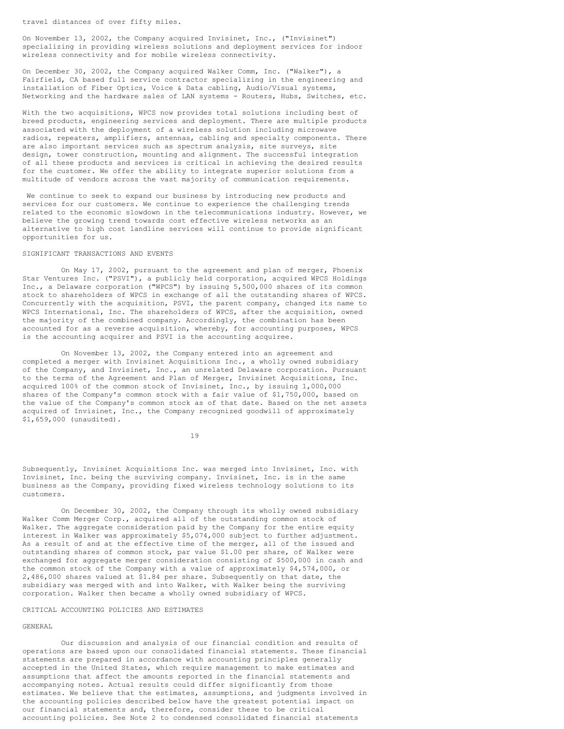travel distances of over fifty miles.

On November 13, 2002, the Company acquired Invisinet, Inc., ("Invisinet") specializing in providing wireless solutions and deployment services for indoor wireless connectivity and for mobile wireless connectivity.

On December 30, 2002, the Company acquired Walker Comm, Inc. ("Walker"), a Fairfield, CA based full service contractor specializing in the engineering and installation of Fiber Optics, Voice & Data cabling, Audio/Visual systems, Networking and the hardware sales of LAN systems - Routers, Hubs, Switches, etc.

With the two acquisitions, WPCS now provides total solutions including best of breed products, engineering services and deployment. There are multiple products associated with the deployment of a wireless solution including microwave radios, repeaters, amplifiers, antennas, cabling and specialty components. There are also important services such as spectrum analysis, site surveys, site design, tower construction, mounting and alignment. The successful integration of all these products and services is critical in achieving the desired results for the customer. We offer the ability to integrate superior solutions from a multitude of vendors across the vast majority of communication requirements.

We continue to seek to expand our business by introducing new products and services for our customers. We continue to experience the challenging trends related to the economic slowdown in the telecommunications industry. However, we believe the growing trend towards cost effective wireless networks as an alternative to high cost landline services will continue to provide significant opportunities for us.

## SIGNIFICANT TRANSACTIONS AND EVENTS

On May 17, 2002, pursuant to the agreement and plan of merger, Phoenix Star Ventures Inc. ("PSVI"), a publicly held corporation, acquired WPCS Holdings Inc., a Delaware corporation ("WPCS") by issuing 5,500,000 shares of its common stock to shareholders of WPCS in exchange of all the outstanding shares of WPCS. Concurrently with the acquisition, PSVI, the parent company, changed its name to WPCS International, Inc. The shareholders of WPCS, after the acquisition, owned the majority of the combined company. Accordingly, the combination has been accounted for as a reverse acquisition, whereby, for accounting purposes, WPCS is the accounting acquirer and PSVI is the accounting acquiree.

On November 13, 2002, the Company entered into an agreement and completed a merger with Invisinet Acquisitions Inc., a wholly owned subsidiary of the Company, and Invisinet, Inc., an unrelated Delaware corporation. Pursuant to the terms of the Agreement and Plan of Merger, Invisinet Acquisitions, Inc. acquired 100% of the common stock of Invisinet, Inc., by issuing 1,000,000 shares of the Company's common stock with a fair value of $1,750,000, based on the value of the Company's common stock as of that date. Based on the net assets acquired of Invisinet, Inc., the Company recognized goodwill of approximately $1,659,000 (unaudited).

Subsequently, Invisinet Acquisitions Inc. was merged into Invisinet, Inc. with Invisinet, Inc. being the surviving company. Invisinet, Inc. is in the same business as the Company, providing fixed wireless technology solutions to its customers.

On December 30, 2002, the Company through its wholly owned subsidiary Walker Comm Merger Corp., acquired all of the outstanding common stock of Walker. The aggregate consideration paid by the Company for the entire equity interest in Walker was approximately $5,074,000 subject to further adjustment. As a result of and at the effective time of the merger, all of the issued and outstanding shares of common stock, par value $1.00 per share, of Walker were exchanged for aggregate merger consideration consisting of $500,000 in cash and the common stock of the Company with a value of approximately $4,574,000, or 2,486,000 shares valued at $1.84 per share. Subsequently on that date, the subsidiary was merged with and into Walker, with Walker being the surviving corporation. Walker then became a wholly owned subsidiary of WPCS.

## CRITICAL ACCOUNTING POLICIES AND ESTIMATES

### GENERAL

Our discussion and analysis of our financial condition and results of operations are based upon our consolidated financial statements. These financial statements are prepared in accordance with accounting principles generally accepted in the United States, which require management to make estimates and assumptions that affect the amounts reported in the financial statements and accompanying notes. Actual results could differ significantly from those estimates. We believe that the estimates, assumptions, and judgments involved in the accounting policies described below have the greatest potential impact on our financial statements and, therefore, consider these to be critical accounting policies. See Note 2 to condensed consolidated financial statements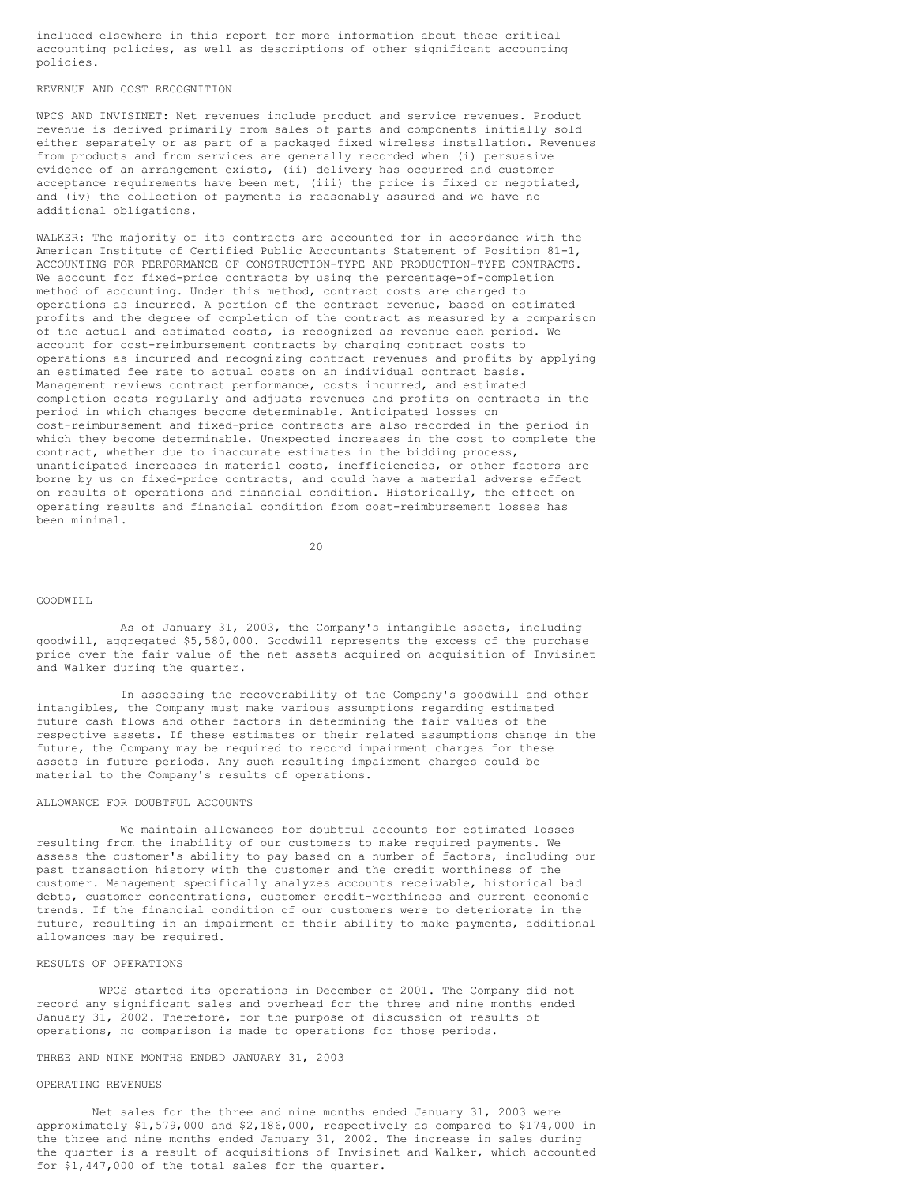included elsewhere in this report for more information about these critical accounting policies, as well as descriptions of other significant accounting policies.

## REVENUE AND COST RECOGNITION

WPCS AND INVISINET: Net revenues include product and service revenues. Product revenue is derived primarily from sales of parts and components initially sold either separately or as part of a packaged fixed wireless installation. Revenues from products and from services are generally recorded when (i) persuasive evidence of an arrangement exists, (ii) delivery has occurred and customer acceptance requirements have been met, (iii) the price is fixed or negotiated, and (iv) the collection of payments is reasonably assured and we have no additional obligations.

WALKER: The majority of its contracts are accounted for in accordance with the American Institute of Certified Public Accountants Statement of Position 81-1, ACCOUNTING FOR PERFORMANCE OF CONSTRUCTION-TYPE AND PRODUCTION-TYPE CONTRACTS. We account for fixed-price contracts by using the percentage-of-completion method of accounting. Under this method, contract costs are charged to operations as incurred. A portion of the contract revenue, based on estimated profits and the degree of completion of the contract as measured by a comparison of the actual and estimated costs, is recognized as revenue each period. We account for cost-reimbursement contracts by charging contract costs to operations as incurred and recognizing contract revenues and profits by applying an estimated fee rate to actual costs on an individual contract basis. Management reviews contract performance, costs incurred, and estimated completion costs regularly and adjusts revenues and profits on contracts in the period in which changes become determinable. Anticipated losses on cost-reimbursement and fixed-price contracts are also recorded in the period in which they become determinable. Unexpected increases in the cost to complete the contract, whether due to inaccurate estimates in the bidding process, unanticipated increases in material costs, inefficiencies, or other factors are borne by us on fixed-price contracts, and could have a material adverse effect on results of operations and financial condition. Historically, the effect on operating results and financial condition from cost-reimbursement losses has been minimal.

## GOODWILL

As of January 31, 2003, the Company's intangible assets, including goodwill, aggregated $5,580,000. Goodwill represents the excess of the purchase price over the fair value of the net assets acquired on acquisition of Invisinet and Walker during the quarter.

In assessing the recoverability of the Company's goodwill and other intangibles, the Company must make various assumptions regarding estimated future cash flows and other factors in determining the fair values of the respective assets. If these estimates or their related assumptions change in the future, the Company may be required to record impairment charges for these assets in future periods. Any such resulting impairment charges could be material to the Company's results of operations.

## ALLOWANCE FOR DOUBTFUL ACCOUNTS

We maintain allowances for doubtful accounts for estimated losses resulting from the inability of our customers to make required payments. We assess the customer's ability to pay based on a number of factors, including our past transaction history with the customer and the credit worthiness of the customer. Management specifically analyzes accounts receivable, historical bad debts, customer concentrations, customer credit-worthiness and current economic trends. If the financial condition of our customers were to deteriorate in the future, resulting in an impairment of their ability to make payments, additional allowances may be required.

## RESULTS OF OPERATIONS

WPCS started its operations in December of 2001. The Company did not record any significant sales and overhead for the three and nine months ended January 31, 2002. Therefore, for the purpose of discussion of results of operations, no comparison is made to operations for those periods.

## THREE AND NINE MONTHS ENDED JANUARY 31, 2003

### OPERATING REVENUES

Net sales for the three and nine months ended January 31, 2003 were approximately $1,579,000 and $2,186,000, respectively as compared to $174,000 in the three and nine months ended January 31, 2002. The increase in sales during the quarter is a result of acquisitions of Invisinet and Walker, which accounted for $1,447,000 of the total sales for the quarter.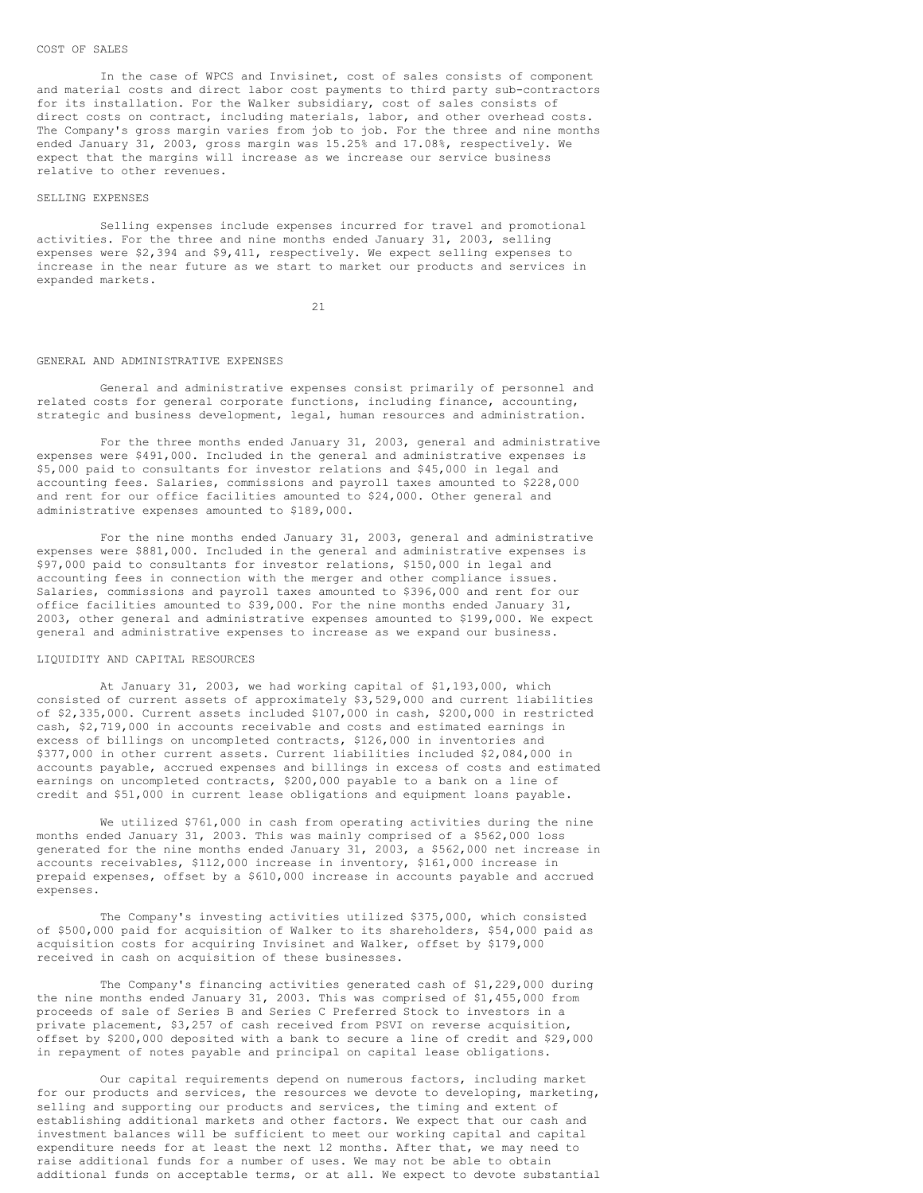## COST OF SALES

In the case of WPCS and Invisinet, cost of sales consists of component and material costs and direct labor cost payments to third party sub-contractors for its installation. For the Walker subsidiary, cost of sales consists of direct costs on contract, including materials, labor, and other overhead costs. The Company's gross margin varies from job to job. For the three and nine months ended January 31, 2003, gross margin was 15.25% and 17.08%, respectively. We expect that the margins will increase as we increase our service business relative to other revenues.

## SELLING EXPENSES

Selling expenses include expenses incurred for travel and promotional activities. For the three and nine months ended January 31, 2003, selling expenses were $2,394 and $9,411, respectively. We expect selling expenses to increase in the near future as we start to market our products and services in expanded markets.

## GENERAL AND ADMINISTRATIVE EXPENSES

General and administrative expenses consist primarily of personnel and related costs for general corporate functions, including finance, accounting, strategic and business development, legal, human resources and administration.

For the three months ended January 31, 2003, general and administrative expenses were $491,000. Included in the general and administrative expenses is $5,000 paid to consultants for investor relations and $45,000 in legal and accounting fees. Salaries, commissions and payroll taxes amounted to $228,000 and rent for our office facilities amounted to $24,000. Other general and administrative expenses amounted to $189,000.

For the nine months ended January 31, 2003, general and administrative expenses were $881,000. Included in the general and administrative expenses is $97,000 paid to consultants for investor relations, $150,000 in legal and accounting fees in connection with the merger and other compliance issues. Salaries, commissions and payroll taxes amounted to $396,000 and rent for our office facilities amounted to $39,000. For the nine months ended January 31, 2003, other general and administrative expenses amounted to $199,000. We expect general and administrative expenses to increase as we expand our business.

## LIQUIDITY AND CAPITAL RESOURCES

At January 31, 2003, we had working capital of $1,193,000, which consisted of current assets of approximately $3,529,000 and current liabilities of $2,335,000. Current assets included $107,000 in cash, $200,000 in restricted cash, $2,719,000 in accounts receivable and costs and estimated earnings in excess of billings on uncompleted contracts, $126,000 in inventories and $377,000 in other current assets. Current liabilities included $2,084,000 in accounts payable, accrued expenses and billings in excess of costs and estimated earnings on uncompleted contracts, $200,000 payable to a bank on a line of credit and $51,000 in current lease obligations and equipment loans payable.

We utilized $761,000 in cash from operating activities during the nine months ended January 31, 2003. This was mainly comprised of a $562,000 loss generated for the nine months ended January 31, 2003, a $562,000 net increase in accounts receivables, $112,000 increase in inventory, $161,000 increase in prepaid expenses, offset by a $610,000 increase in accounts payable and accrued expenses.

The Company's investing activities utilized $375,000, which consisted of $500,000 paid for acquisition of Walker to its shareholders, $54,000 paid as acquisition costs for acquiring Invisinet and Walker, offset by $179,000 received in cash on acquisition of these businesses.

The Company's financing activities generated cash of $1,229,000 during the nine months ended January 31, 2003. This was comprised of $1,455,000 from proceeds of sale of Series B and Series C Preferred Stock to investors in a private placement, $3,257 of cash received from PSVI on reverse acquisition, offset by $200,000 deposited with a bank to secure a line of credit and $29,000 in repayment of notes payable and principal on capital lease obligations.

Our capital requirements depend on numerous factors, including market for our products and services, the resources we devote to developing, marketing, selling and supporting our products and services, the timing and extent of establishing additional markets and other factors. We expect that our cash and investment balances will be sufficient to meet our working capital and capital expenditure needs for at least the next 12 months. After that, we may need to raise additional funds for a number of uses. We may not be able to obtain additional funds on acceptable terms, or at all. We expect to devote substantial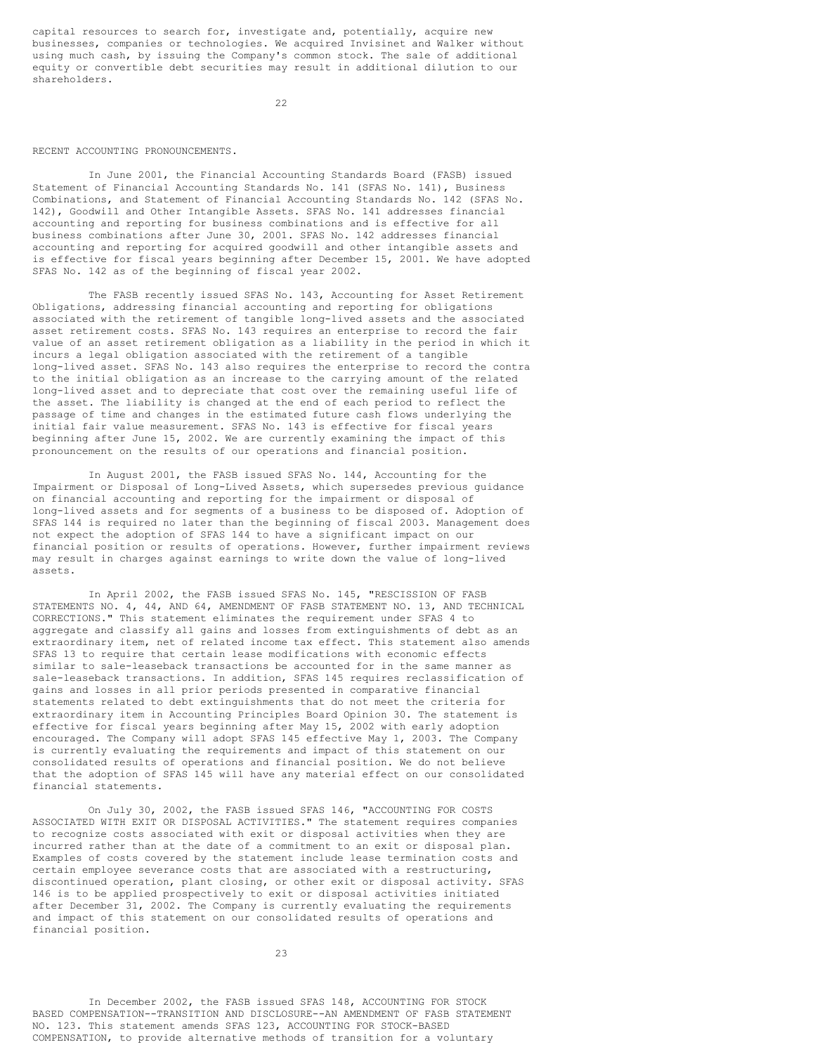capital resources to search for, investigate and, potentially, acquire new businesses, companies or technologies. We acquired Invisinet and Walker without using much cash, by issuing the Company's common stock. The sale of additional equity or convertible debt securities may result in additional dilution to our shareholders.

RECENT ACCOUNTING PRONOUNCEMENTS.

In June 2001, the Financial Accounting Standards Board (FASB) issued Statement of Financial Accounting Standards No. 141 (SFAS No. 141), Business Combinations, and Statement of Financial Accounting Standards No. 142 (SFAS No. 142), Goodwill and Other Intangible Assets. SFAS No. 141 addresses financial accounting and reporting for business combinations and is effective for all business combinations after June 30, 2001. SFAS No. 142 addresses financial accounting and reporting for acquired goodwill and other intangible assets and is effective for fiscal years beginning after December 15, 2001. We have adopted SFAS No. 142 as of the beginning of fiscal year 2002.

The FASB recently issued SFAS No. 143, Accounting for Asset Retirement Obligations, addressing financial accounting and reporting for obligations associated with the retirement of tangible long-lived assets and the associated asset retirement costs. SFAS No. 143 requires an enterprise to record the fair value of an asset retirement obligation as a liability in the period in which it incurs a legal obligation associated with the retirement of a tangible long-lived asset. SFAS No. 143 also requires the enterprise to record the contra to the initial obligation as an increase to the carrying amount of the related long-lived asset and to depreciate that cost over the remaining useful life of the asset. The liability is changed at the end of each period to reflect the passage of time and changes in the estimated future cash flows underlying the initial fair value measurement. SFAS No. 143 is effective for fiscal years beginning after June 15, 2002. We are currently examining the impact of this pronouncement on the results of our operations and financial position.

In August 2001, the FASB issued SFAS No. 144, Accounting for the Impairment or Disposal of Long-Lived Assets, which supersedes previous guidance on financial accounting and reporting for the impairment or disposal of long-lived assets and for segments of a business to be disposed of. Adoption of SFAS 144 is required no later than the beginning of fiscal 2003. Management does not expect the adoption of SFAS 144 to have a significant impact on our financial position or results of operations. However, further impairment reviews may result in charges against earnings to write down the value of long-lived assets.

In April 2002, the FASB issued SFAS No. 145, "RESCISSION OF FASB STATEMENTS NO. 4, 44, AND 64, AMENDMENT OF FASB STATEMENT NO. 13, AND TECHNICAL CORRECTIONS." This statement eliminates the requirement under SFAS 4 to aggregate and classify all gains and losses from extinguishments of debt as an extraordinary item, net of related income tax effect. This statement also amends SFAS 13 to require that certain lease modifications with economic effects similar to sale-leaseback transactions be accounted for in the same manner as sale-leaseback transactions. In addition, SFAS 145 requires reclassification of gains and losses in all prior periods presented in comparative financial statements related to debt extinguishments that do not meet the criteria for extraordinary item in Accounting Principles Board Opinion 30. The statement is effective for fiscal years beginning after May 15, 2002 with early adoption encouraged. The Company will adopt SFAS 145 effective May 1, 2003. The Company is currently evaluating the requirements and impact of this statement on our consolidated results of operations and financial position. We do not believe that the adoption of SFAS 145 will have any material effect on our consolidated financial statements.

On July 30, 2002, the FASB issued SFAS 146, "ACCOUNTING FOR COSTS ASSOCIATED WITH EXIT OR DISPOSAL ACTIVITIES." The statement requires companies to recognize costs associated with exit or disposal activities when they are incurred rather than at the date of a commitment to an exit or disposal plan. Examples of costs covered by the statement include lease termination costs and certain employee severance costs that are associated with a restructuring, discontinued operation, plant closing, or other exit or disposal activity. SFAS 146 is to be applied prospectively to exit or disposal activities initiated after December 31, 2002. The Company is currently evaluating the requirements and impact of this statement on our consolidated results of operations and financial position.

In December 2002, the FASB issued SFAS 148, ACCOUNTING FOR STOCK BASED COMPENSATION--TRANSITION AND DISCLOSURE--AN AMENDMENT OF FASB STATEMENT NO. 123. This statement amends SFAS 123, ACCOUNTING FOR STOCK-BASED COMPENSATION, to provide alternative methods of transition for a voluntary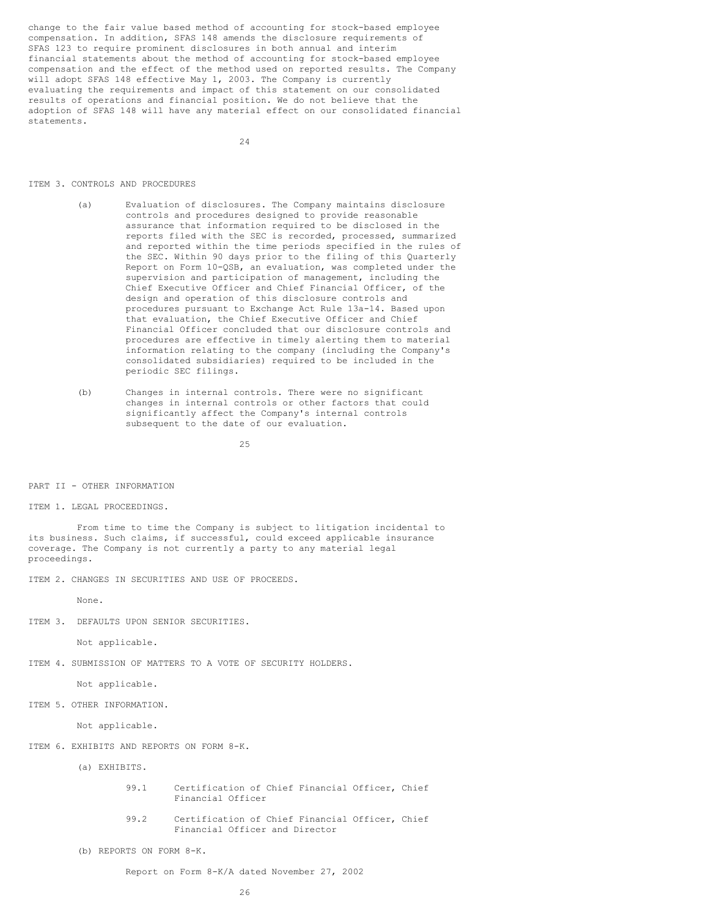change to the fair value based method of accounting for stock-based employee compensation. In addition, SFAS 148 amends the disclosure requirements of SFAS 123 to require prominent disclosures in both annual and interim financial statements about the method of accounting for stock-based employee compensation and the effect of the method used on reported results. The Company will adopt SFAS 148 effective May 1, 2003. The Company is currently evaluating the requirements and impact of this statement on our consolidated results of operations and financial position. We do not believe that the adoption of SFAS 148 will have any material effect on our consolidated financial statements.

## ITEM 3. CONTROLS AND PROCEDURES

(a) Evaluation of disclosures. The Company maintains disclosure controls and procedures designed to provide reasonable assurance that information required to be disclosed in the reports filed with the SEC is recorded, processed, summarized and reported within the time periods specified in the rules of the SEC. Within 90 days prior to the filing of this Quarterly Report on Form 10-QSB, an evaluation, was completed under the supervision and participation of management, including the Chief Executive Officer and Chief Financial Officer, of the design and operation of this disclosure controls and procedures pursuant to Exchange Act Rule 13a-14. Based upon that evaluation, the Chief Executive Officer and Chief Financial Officer concluded that our disclosure controls and procedures are effective in timely alerting them to material information relating to the company (including the Company's consolidated subsidiaries) required to be included in the periodic SEC filings.

(b) Changes in internal controls. There were no significant changes in internal controls or other factors that could significantly affect the Company's internal controls subsequent to the date of our evaluation.

# PART II - OTHER INFORMATION

## ITEM 1. LEGAL PROCEEDINGS.

From time to time the Company is subject to litigation incidental to its business. Such claims, if successful, could exceed applicable insurance coverage. The Company is not currently a party to any material legal proceedings.

## ITEM 2. CHANGES IN SECURITIES AND USE OF PROCEEDS.

None.

## ITEM 3. DEFAULTS UPON SENIOR SECURITIES.

Not applicable.

## ITEM 4. SUBMISSION OF MATTERS TO A VOTE OF SECURITY HOLDERS.

Not applicable.

## ITEM 5. OTHER INFORMATION.

Not applicable.

## ITEM 6. EXHIBITS AND REPORTS ON FORM 8-K.

(a) EXHIBITS.

99.1 Certification of Chief Financial Officer, Chief Financial Officer

99.2 Certification of Chief Financial Officer, Chief Financial Officer and Director

(b) REPORTS ON FORM 8-K.

Report on Form 8-K/A dated November 27, 2002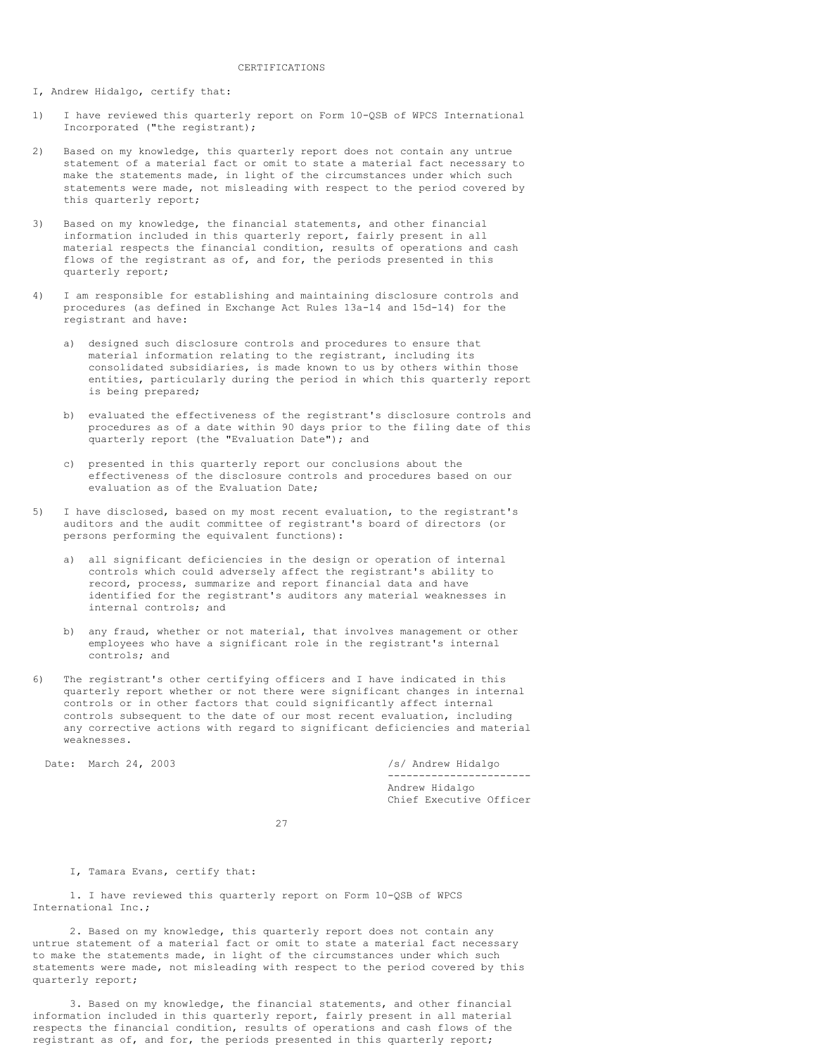# CERTIFICATIONS

I, Andrew Hidalgo, certify that:

1) I have reviewed this quarterly report on Form 10-QSB of WPCS International Incorporated ("the registrant);

2) Based on my knowledge, this quarterly report does not contain any untrue statement of a material fact or omit to state a material fact necessary to make the statements made, in light of the circumstances under which such statements were made, not misleading with respect to the period covered by this quarterly report;

3) Based on my knowledge, the financial statements, and other financial information included in this quarterly report, fairly present in all material respects the financial condition, results of operations and cash flows of the registrant as of, and for, the periods presented in this quarterly report;

4) I am responsible for establishing and maintaining disclosure controls and procedures (as defined in Exchange Act Rules 13a-14 and 15d-14) for the registrant and have:

   a) designed such disclosure controls and procedures to ensure that material information relating to the registrant, including its consolidated subsidiaries, is made known to us by others within those entities, particularly during the period in which this quarterly report is being prepared;

   b) evaluated the effectiveness of the registrant's disclosure controls and procedures as of a date within 90 days prior to the filing date of this quarterly report (the "Evaluation Date"); and

   c) presented in this quarterly report our conclusions about the effectiveness of the disclosure controls and procedures based on our evaluation as of the Evaluation Date;

5) I have disclosed, based on my most recent evaluation, to the registrant's auditors and the audit committee of registrant's board of directors (or persons performing the equivalent functions):

   a) all significant deficiencies in the design or operation of internal controls which could adversely affect the registrant's ability to record, process, summarize and report financial data and have identified for the registrant's auditors any material weaknesses in internal controls; and

   b) any fraud, whether or not material, that involves management or other employees who have a significant role in the registrant's internal controls; and

6) The registrant's other certifying officers and I have indicated in this quarterly report whether or not there were significant changes in internal controls or in other factors that could significantly affect internal controls subsequent to the date of our most recent evaluation, including any corrective actions with regard to significant deficiencies and material weaknesses.

Date: March 24, 2003

/s/ Andrew Hidalgo

Andrew Hidalgo
Chief Executive Officer

I, Tamara Evans, certify that:

1. I have reviewed this quarterly report on Form 10-QSB of WPCS International Inc.;

2. Based on my knowledge, this quarterly report does not contain any untrue statement of a material fact or omit to state a material fact necessary to make the statements made, in light of the circumstances under which such statements were made, not misleading with respect to the period covered by this quarterly report;

3. Based on my knowledge, the financial statements, and other financial information included in this quarterly report, fairly present in all material respects the financial condition, results of operations and cash flows of the registrant as of, and for, the periods presented in this quarterly report;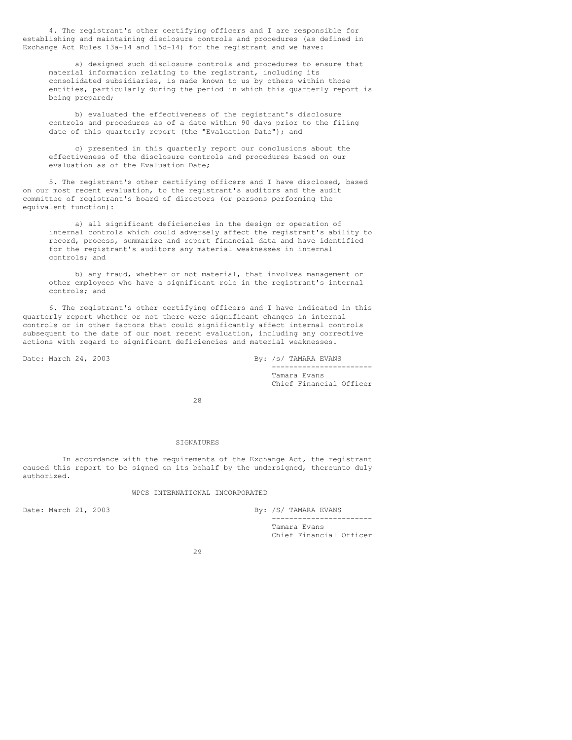4. The registrant's other certifying officers and I are responsible for establishing and maintaining disclosure controls and procedures (as defined in Exchange Act Rules 13a-14 and 15d-14) for the registrant and we have:

a) designed such disclosure controls and procedures to ensure that material information relating to the registrant, including its consolidated subsidiaries, is made known to us by others within those entities, particularly during the period in which this quarterly report is being prepared;

b) evaluated the effectiveness of the registrant's disclosure controls and procedures as of a date within 90 days prior to the filing date of this quarterly report (the "Evaluation Date"); and

c) presented in this quarterly report our conclusions about the effectiveness of the disclosure controls and procedures based on our evaluation as of the Evaluation Date;

5. The registrant's other certifying officers and I have disclosed, based on our most recent evaluation, to the registrant's auditors and the audit committee of registrant's board of directors (or persons performing the equivalent function):

a) all significant deficiencies in the design or operation of internal controls which could adversely affect the registrant's ability to record, process, summarize and report financial data and have identified for the registrant's auditors any material weaknesses in internal controls; and

b) any fraud, whether or not material, that involves management or other employees who have a significant role in the registrant's internal controls; and

6. The registrant's other certifying officers and I have indicated in this quarterly report whether or not there were significant changes in internal controls or in other factors that could significantly affect internal controls subsequent to the date of our most recent evaluation, including any corrective actions with regard to significant deficiencies and material weaknesses.

Date: March 24, 2003

By: /s/ TAMARA EVANS
Tamara Evans
Chief Financial Officer

## SIGNATURES

In accordance with the requirements of the Exchange Act, the registrant caused this report to be signed on its behalf by the undersigned, thereunto duly authorized.

WPCS INTERNATIONAL INCORPORATED

Date: March 21, 2003

By: /S/ TAMARA EVANS
Tamara Evans
Chief Financial Officer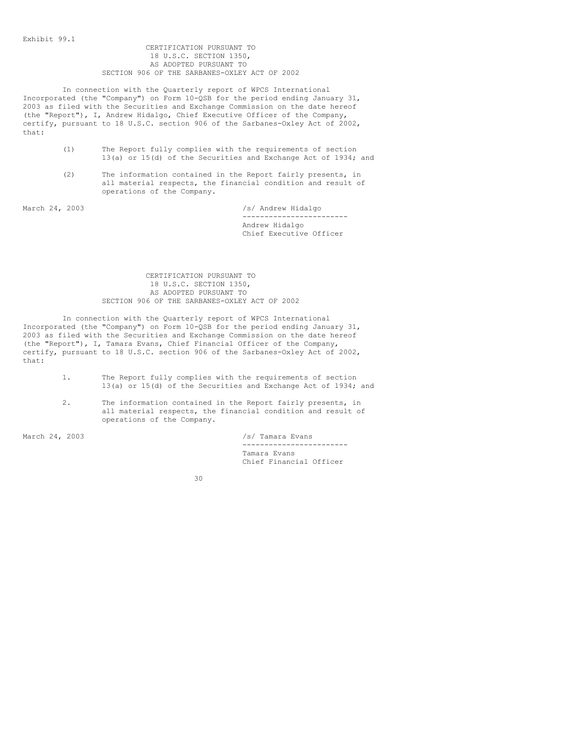Exhibit 99.1

CERTIFICATION PURSUANT TO
18 U.S.C. SECTION 1350,
AS ADOPTED PURSUANT TO
SECTION 906 OF THE SARBANES-OXLEY ACT OF 2002

In connection with the Quarterly report of WPCS International Incorporated (the "Company") on Form 10-QSB for the period ending January 31, 2003 as filed with the Securities and Exchange Commission on the date hereof (the "Report"), I, Andrew Hidalgo, Chief Executive Officer of the Company, certify, pursuant to 18 U.S.C. section 906 of the Sarbanes-Oxley Act of 2002, that:

(1) The Report fully complies with the requirements of section 13(a) or 15(d) of the Securities and Exchange Act of 1934; and

(2) The information contained in the Report fairly presents, in all material respects, the financial condition and result of operations of the Company.

March 24, 2003

/s/ Andrew Hidalgo

Andrew Hidalgo
Chief Executive Officer

CERTIFICATION PURSUANT TO
18 U.S.C. SECTION 1350,
AS ADOPTED PURSUANT TO
SECTION 906 OF THE SARBANES-OXLEY ACT OF 2002

In connection with the Quarterly report of WPCS International Incorporated (the "Company") on Form 10-QSB for the period ending January 31, 2003 as filed with the Securities and Exchange Commission on the date hereof (the "Report"), I, Tamara Evans, Chief Financial Officer of the Company, certify, pursuant to 18 U.S.C. section 906 of the Sarbanes-Oxley Act of 2002, that:

1. The Report fully complies with the requirements of section 13(a) or 15(d) of the Securities and Exchange Act of 1934; and

2. The information contained in the Report fairly presents, in all material respects, the financial condition and result of operations of the Company.

March 24, 2003

/s/ Tamara Evans

Tamara Evans
Chief Financial Officer